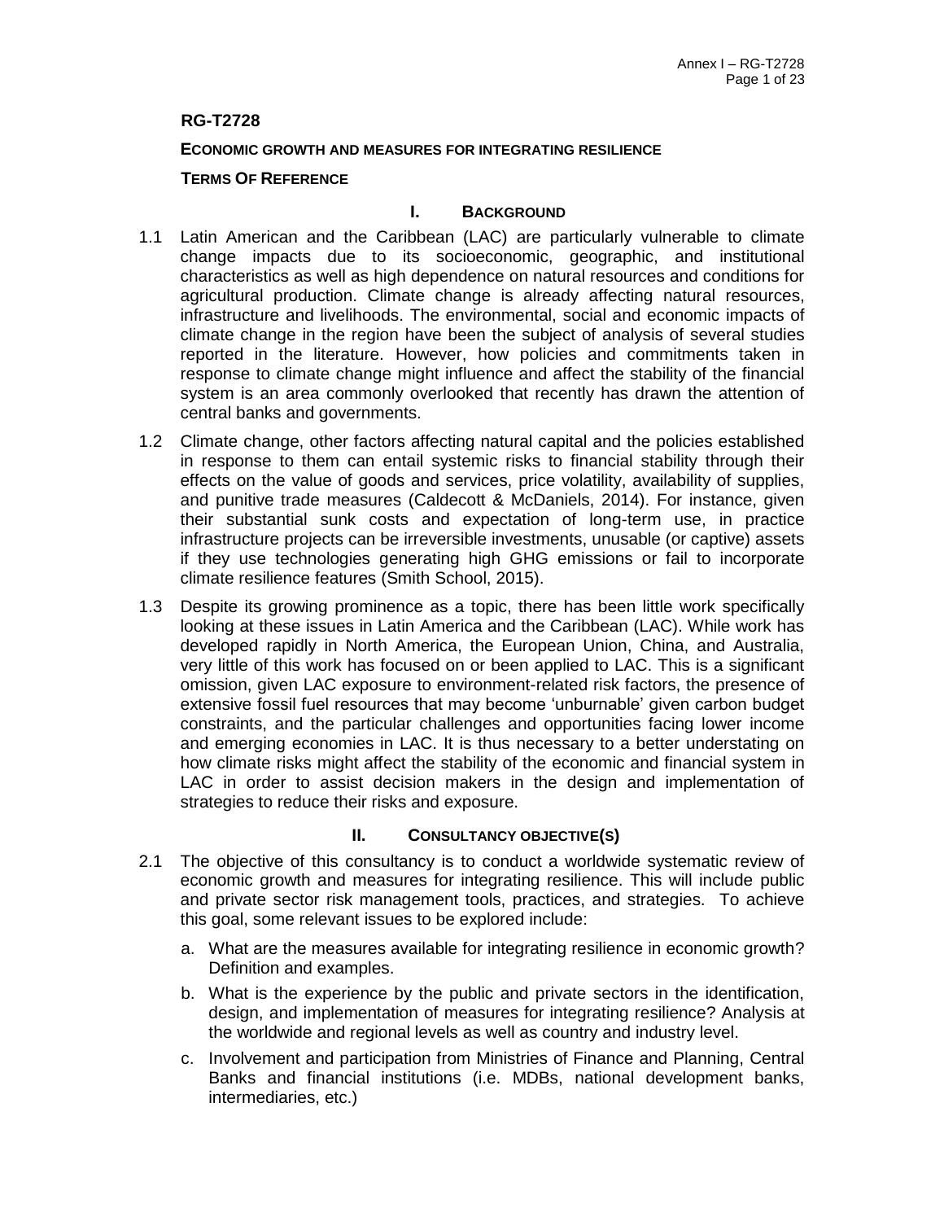**RG-T2728**

**ECONOMIC GROWTH AND MEASURES FOR INTEGRATING RESILIENCE**

**TERMS OF REFERENCE**

## I. BACKGROUND

1.1 Latin American and the Caribbean (LAC) are particularly vulnerable to climate change impacts due to its socioeconomic, geographic, and institutional characteristics as well as high dependence on natural resources and conditions for agricultural production. Climate change is already affecting natural resources, infrastructure and livelihoods. The environmental, social and economic impacts of climate change in the region have been the subject of analysis of several studies reported in the literature. However, how policies and commitments taken in response to climate change might influence and affect the stability of the financial system is an area commonly overlooked that recently has drawn the attention of central banks and governments.

1.2 Climate change, other factors affecting natural capital and the policies established in response to them can entail systemic risks to financial stability through their effects on the value of goods and services, price volatility, availability of supplies, and punitive trade measures (Caldecott & McDaniels, 2014). For instance, given their substantial sunk costs and expectation of long-term use, in practice infrastructure projects can be irreversible investments, unusable (or captive) assets if they use technologies generating high GHG emissions or fail to incorporate climate resilience features (Smith School, 2015).

1.3 Despite its growing prominence as a topic, there has been little work specifically looking at these issues in Latin America and the Caribbean (LAC). While work has developed rapidly in North America, the European Union, China, and Australia, very little of this work has focused on or been applied to LAC. This is a significant omission, given LAC exposure to environment-related risk factors, the presence of extensive fossil fuel resources that may become 'unburnable' given carbon budget constraints, and the particular challenges and opportunities facing lower income and emerging economies in LAC. It is thus necessary to a better understating on how climate risks might affect the stability of the economic and financial system in LAC in order to assist decision makers in the design and implementation of strategies to reduce their risks and exposure.

## II. CONSULTANCY OBJECTIVE(S)

2.1 The objective of this consultancy is to conduct a worldwide systematic review of economic growth and measures for integrating resilience. This will include public and private sector risk management tools, practices, and strategies. To achieve this goal, some relevant issues to be explored include:

   a. What are the measures available for integrating resilience in economic growth? Definition and examples.

   b. What is the experience by the public and private sectors in the identification, design, and implementation of measures for integrating resilience? Analysis at the worldwide and regional levels as well as country and industry level.

   c. Involvement and participation from Ministries of Finance and Planning, Central Banks and financial institutions (i.e. MDBs, national development banks, intermediaries, etc.)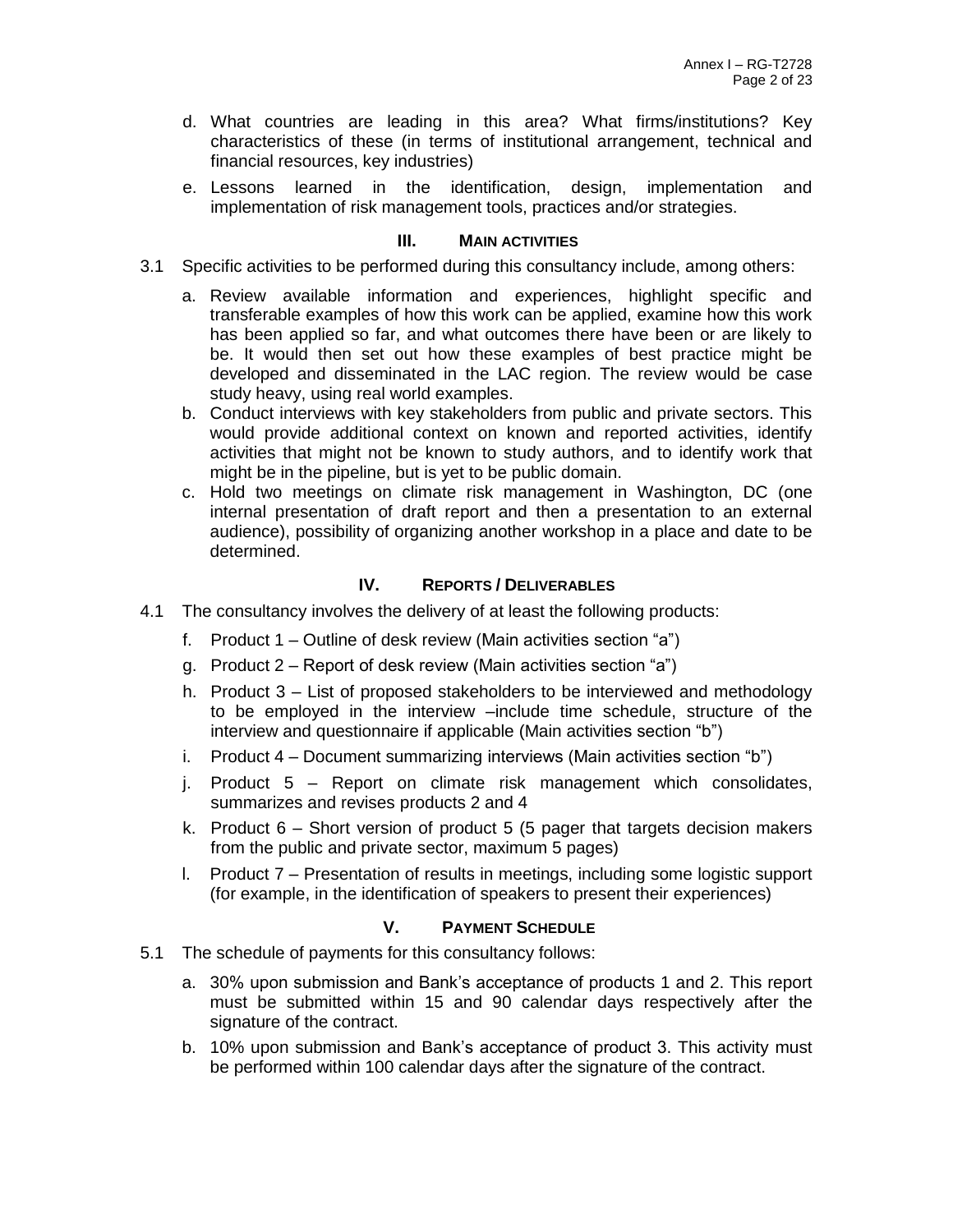d. What countries are leading in this area? What firms/institutions? Key characteristics of these (in terms of institutional arrangement, technical and financial resources, key industries)

e. Lessons learned in the identification, design, implementation and implementation of risk management tools, practices and/or strategies.

## III. Main activities

3.1 Specific activities to be performed during this consultancy include, among others:

a. Review available information and experiences, highlight specific and transferable examples of how this work can be applied, examine how this work has been applied so far, and what outcomes there have been or are likely to be. It would then set out how these examples of best practice might be developed and disseminated in the LAC region. The review would be case study heavy, using real world examples.

b. Conduct interviews with key stakeholders from public and private sectors. This would provide additional context on known and reported activities, identify activities that might not be known to study authors, and to identify work that might be in the pipeline, but is yet to be public domain.

c. Hold two meetings on climate risk management in Washington, DC (one internal presentation of draft report and then a presentation to an external audience), possibility of organizing another workshop in a place and date to be determined.

## IV. Reports / Deliverables

4.1 The consultancy involves the delivery of at least the following products:

f. Product 1 – Outline of desk review (Main activities section "a")

g. Product 2 – Report of desk review (Main activities section "a")

h. Product 3 – List of proposed stakeholders to be interviewed and methodology to be employed in the interview –include time schedule, structure of the interview and questionnaire if applicable (Main activities section "b")

i. Product 4 – Document summarizing interviews (Main activities section "b")

j. Product 5 – Report on climate risk management which consolidates, summarizes and revises products 2 and 4

k. Product 6 – Short version of product 5 (5 pager that targets decision makers from the public and private sector, maximum 5 pages)

l. Product 7 – Presentation of results in meetings, including some logistic support (for example, in the identification of speakers to present their experiences)

## V. Payment Schedule

5.1 The schedule of payments for this consultancy follows:

a. 30% upon submission and Bank's acceptance of products 1 and 2. This report must be submitted within 15 and 90 calendar days respectively after the signature of the contract.

b. 10% upon submission and Bank's acceptance of product 3. This activity must be performed within 100 calendar days after the signature of the contract.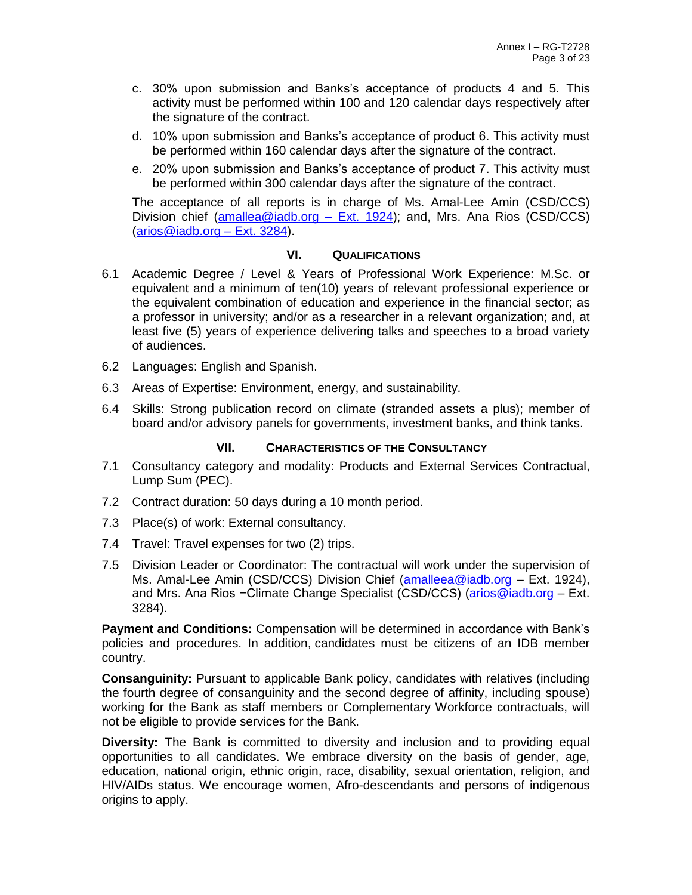c. 30% upon submission and Banks's acceptance of products 4 and 5. This activity must be performed within 100 and 120 calendar days respectively after the signature of the contract.

d. 10% upon submission and Banks's acceptance of product 6. This activity must be performed within 160 calendar days after the signature of the contract.

e. 20% upon submission and Banks's acceptance of product 7. This activity must be performed within 300 calendar days after the signature of the contract.

The acceptance of all reports is in charge of Ms. Amal-Lee Amin (CSD/CCS) Division chief (amallea@iadb.org – Ext. 1924); and, Mrs. Ana Rios (CSD/CCS) (arios@iadb.org – Ext. 3284).

## VI. QUALIFICATIONS

6.1 Academic Degree / Level & Years of Professional Work Experience: M.Sc. or equivalent and a minimum of ten(10) years of relevant professional experience or the equivalent combination of education and experience in the financial sector; as a professor in university; and/or as a researcher in a relevant organization; and, at least five (5) years of experience delivering talks and speeches to a broad variety of audiences.

6.2 Languages: English and Spanish.

6.3 Areas of Expertise: Environment, energy, and sustainability.

6.4 Skills: Strong publication record on climate (stranded assets a plus); member of board and/or advisory panels for governments, investment banks, and think tanks.

## VII. CHARACTERISTICS OF THE CONSULTANCY

7.1 Consultancy category and modality: Products and External Services Contractual, Lump Sum (PEC).

7.2 Contract duration: 50 days during a 10 month period.

7.3 Place(s) of work: External consultancy.

7.4 Travel: Travel expenses for two (2) trips.

7.5 Division Leader or Coordinator: The contractual will work under the supervision of Ms. Amal-Lee Amin (CSD/CCS) Division Chief (amalleea@iadb.org – Ext. 1924), and Mrs. Ana Rios −Climate Change Specialist (CSD/CCS) (arios@iadb.org – Ext. 3284).

**Payment and Conditions:** Compensation will be determined in accordance with Bank's policies and procedures. In addition, candidates must be citizens of an IDB member country.

**Consanguinity:** Pursuant to applicable Bank policy, candidates with relatives (including the fourth degree of consanguinity and the second degree of affinity, including spouse) working for the Bank as staff members or Complementary Workforce contractuals, will not be eligible to provide services for the Bank.

**Diversity:** The Bank is committed to diversity and inclusion and to providing equal opportunities to all candidates. We embrace diversity on the basis of gender, age, education, national origin, ethnic origin, race, disability, sexual orientation, religion, and HIV/AIDs status. We encourage women, Afro-descendants and persons of indigenous origins to apply.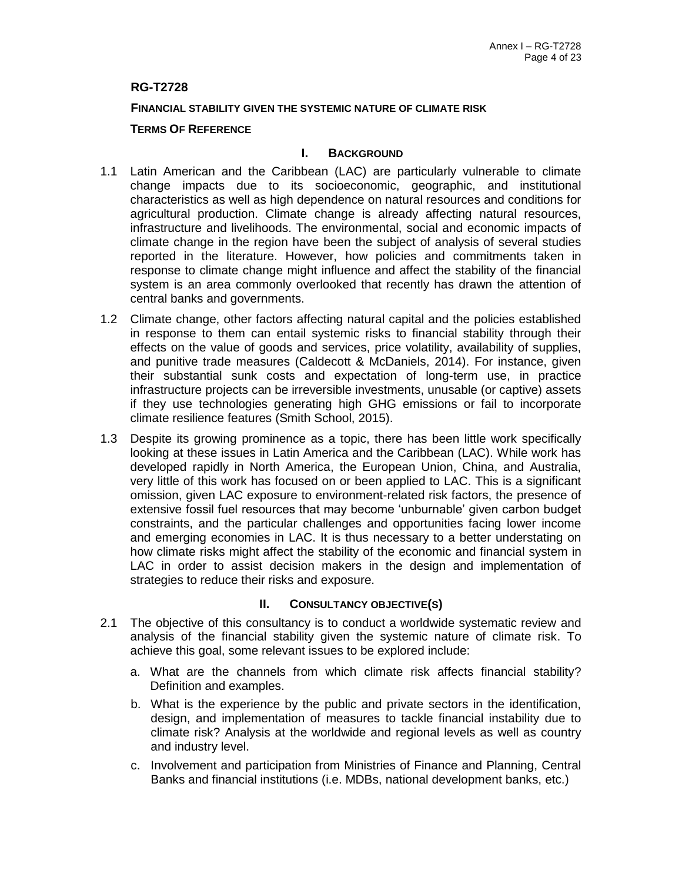**RG-T2728**

**FINANCIAL STABILITY GIVEN THE SYSTEMIC NATURE OF CLIMATE RISK**

**TERMS OF REFERENCE**

## I. BACKGROUND

1.1 Latin American and the Caribbean (LAC) are particularly vulnerable to climate change impacts due to its socioeconomic, geographic, and institutional characteristics as well as high dependence on natural resources and conditions for agricultural production. Climate change is already affecting natural resources, infrastructure and livelihoods. The environmental, social and economic impacts of climate change in the region have been the subject of analysis of several studies reported in the literature. However, how policies and commitments taken in response to climate change might influence and affect the stability of the financial system is an area commonly overlooked that recently has drawn the attention of central banks and governments.

1.2 Climate change, other factors affecting natural capital and the policies established in response to them can entail systemic risks to financial stability through their effects on the value of goods and services, price volatility, availability of supplies, and punitive trade measures (Caldecott & McDaniels, 2014). For instance, given their substantial sunk costs and expectation of long-term use, in practice infrastructure projects can be irreversible investments, unusable (or captive) assets if they use technologies generating high GHG emissions or fail to incorporate climate resilience features (Smith School, 2015).

1.3 Despite its growing prominence as a topic, there has been little work specifically looking at these issues in Latin America and the Caribbean (LAC). While work has developed rapidly in North America, the European Union, China, and Australia, very little of this work has focused on or been applied to LAC. This is a significant omission, given LAC exposure to environment-related risk factors, the presence of extensive fossil fuel resources that may become 'unburnable' given carbon budget constraints, and the particular challenges and opportunities facing lower income and emerging economies in LAC. It is thus necessary to a better understating on how climate risks might affect the stability of the economic and financial system in LAC in order to assist decision makers in the design and implementation of strategies to reduce their risks and exposure.

## II. CONSULTANCY OBJECTIVE(S)

2.1 The objective of this consultancy is to conduct a worldwide systematic review and analysis of the financial stability given the systemic nature of climate risk. To achieve this goal, some relevant issues to be explored include:

a. What are the channels from which climate risk affects financial stability? Definition and examples.

b. What is the experience by the public and private sectors in the identification, design, and implementation of measures to tackle financial instability due to climate risk? Analysis at the worldwide and regional levels as well as country and industry level.

c. Involvement and participation from Ministries of Finance and Planning, Central Banks and financial institutions (i.e. MDBs, national development banks, etc.)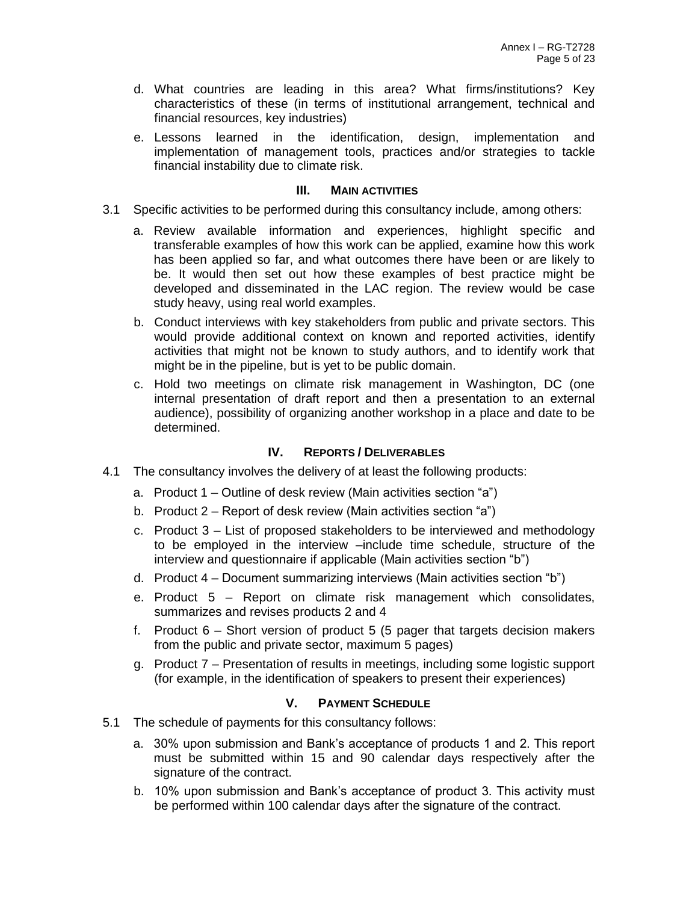d. What countries are leading in this area? What firms/institutions? Key characteristics of these (in terms of institutional arrangement, technical and financial resources, key industries)

e. Lessons learned in the identification, design, implementation and implementation of management tools, practices and/or strategies to tackle financial instability due to climate risk.

## III. MAIN ACTIVITIES

3.1 Specific activities to be performed during this consultancy include, among others:

a. Review available information and experiences, highlight specific and transferable examples of how this work can be applied, examine how this work has been applied so far, and what outcomes there have been or are likely to be. It would then set out how these examples of best practice might be developed and disseminated in the LAC region. The review would be case study heavy, using real world examples.

b. Conduct interviews with key stakeholders from public and private sectors. This would provide additional context on known and reported activities, identify activities that might not be known to study authors, and to identify work that might be in the pipeline, but is yet to be public domain.

c. Hold two meetings on climate risk management in Washington, DC (one internal presentation of draft report and then a presentation to an external audience), possibility of organizing another workshop in a place and date to be determined.

## IV. REPORTS / DELIVERABLES

4.1 The consultancy involves the delivery of at least the following products:

a. Product 1 – Outline of desk review (Main activities section "a")

b. Product 2 – Report of desk review (Main activities section "a")

c. Product 3 – List of proposed stakeholders to be interviewed and methodology to be employed in the interview –include time schedule, structure of the interview and questionnaire if applicable (Main activities section "b")

d. Product 4 – Document summarizing interviews (Main activities section "b")

e. Product 5 – Report on climate risk management which consolidates, summarizes and revises products 2 and 4

f. Product 6 – Short version of product 5 (5 pager that targets decision makers from the public and private sector, maximum 5 pages)

g. Product 7 – Presentation of results in meetings, including some logistic support (for example, in the identification of speakers to present their experiences)

## V. PAYMENT SCHEDULE

5.1 The schedule of payments for this consultancy follows:

a. 30% upon submission and Bank's acceptance of products 1 and 2. This report must be submitted within 15 and 90 calendar days respectively after the signature of the contract.

b. 10% upon submission and Bank's acceptance of product 3. This activity must be performed within 100 calendar days after the signature of the contract.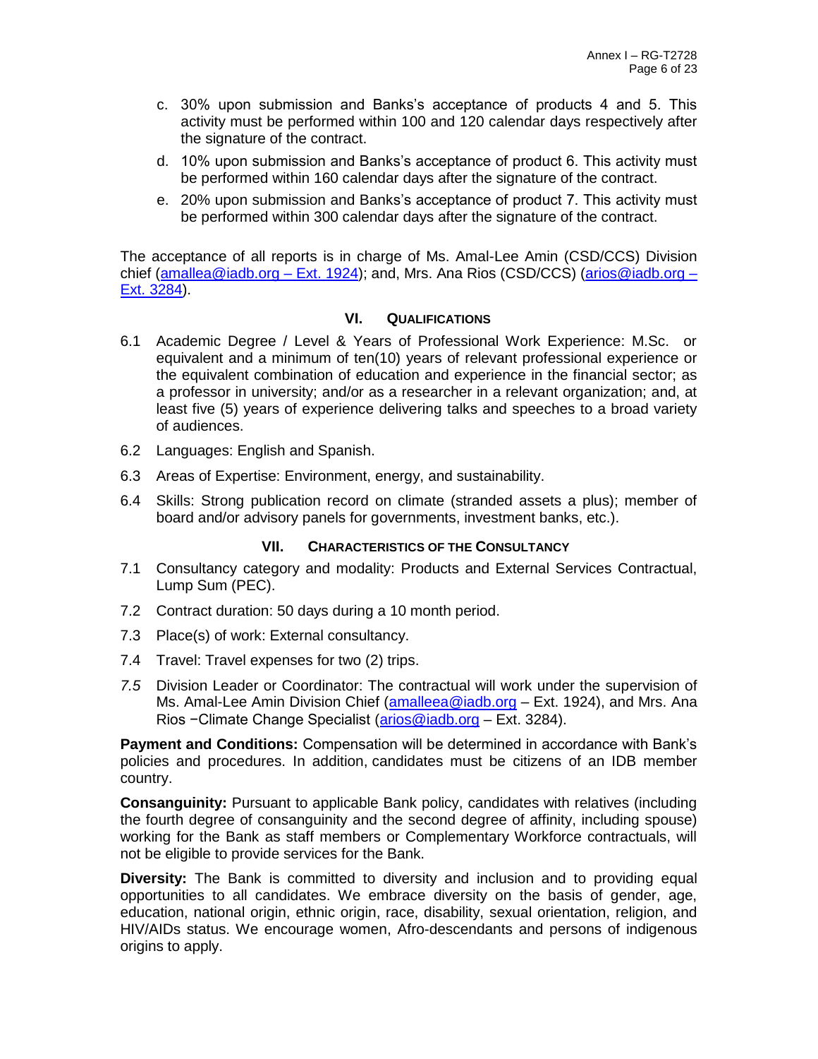c. 30% upon submission and Banks's acceptance of products 4 and 5. This activity must be performed within 100 and 120 calendar days respectively after the signature of the contract.

d. 10% upon submission and Banks's acceptance of product 6. This activity must be performed within 160 calendar days after the signature of the contract.

e. 20% upon submission and Banks's acceptance of product 7. This activity must be performed within 300 calendar days after the signature of the contract.

The acceptance of all reports is in charge of Ms. Amal-Lee Amin (CSD/CCS) Division chief (amallea@iadb.org – Ext. 1924); and, Mrs. Ana Rios (CSD/CCS) (arios@iadb.org – Ext. 3284).

## VI. QUALIFICATIONS

6.1 Academic Degree / Level & Years of Professional Work Experience: M.Sc. or equivalent and a minimum of ten(10) years of relevant professional experience or the equivalent combination of education and experience in the financial sector; as a professor in university; and/or as a researcher in a relevant organization; and, at least five (5) years of experience delivering talks and speeches to a broad variety of audiences.

6.2 Languages: English and Spanish.

6.3 Areas of Expertise: Environment, energy, and sustainability.

6.4 Skills: Strong publication record on climate (stranded assets a plus); member of board and/or advisory panels for governments, investment banks, etc.).

## VII. CHARACTERISTICS OF THE CONSULTANCY

7.1 Consultancy category and modality: Products and External Services Contractual, Lump Sum (PEC).

7.2 Contract duration: 50 days during a 10 month period.

7.3 Place(s) of work: External consultancy.

7.4 Travel: Travel expenses for two (2) trips.

*7.5* Division Leader or Coordinator: The contractual will work under the supervision of Ms. Amal-Lee Amin Division Chief (amalleea@iadb.org – Ext. 1924), and Mrs. Ana Rios −Climate Change Specialist (arios@iadb.org – Ext. 3284).

**Payment and Conditions:** Compensation will be determined in accordance with Bank's policies and procedures. In addition, candidates must be citizens of an IDB member country.

**Consanguinity:** Pursuant to applicable Bank policy, candidates with relatives (including the fourth degree of consanguinity and the second degree of affinity, including spouse) working for the Bank as staff members or Complementary Workforce contractuals, will not be eligible to provide services for the Bank.

**Diversity:** The Bank is committed to diversity and inclusion and to providing equal opportunities to all candidates. We embrace diversity on the basis of gender, age, education, national origin, ethnic origin, race, disability, sexual orientation, religion, and HIV/AIDs status. We encourage women, Afro-descendants and persons of indigenous origins to apply.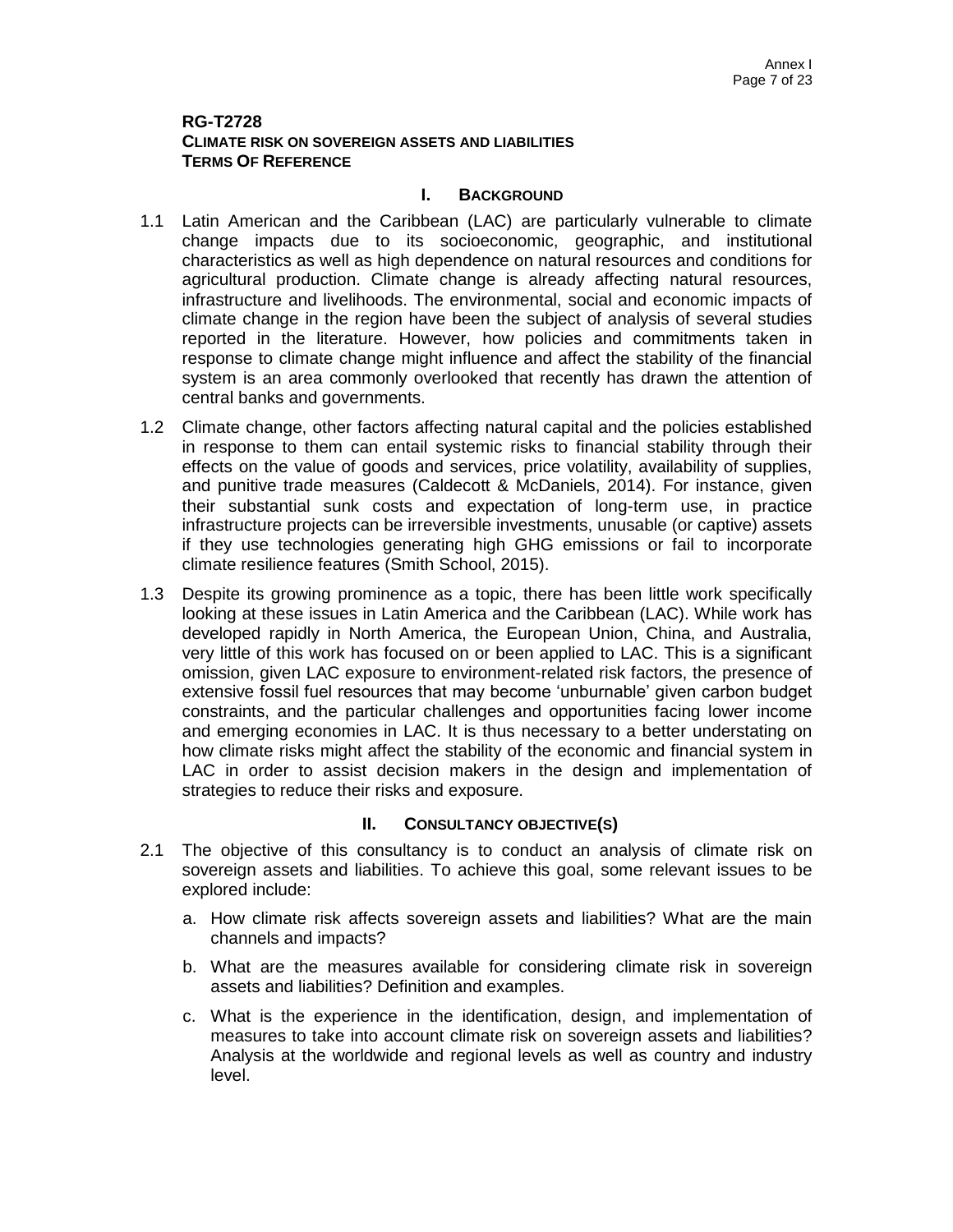**RG-T2728**
**CLIMATE RISK ON SOVEREIGN ASSETS AND LIABILITIES**
**TERMS OF REFERENCE**

## I. BACKGROUND

1.1 Latin American and the Caribbean (LAC) are particularly vulnerable to climate change impacts due to its socioeconomic, geographic, and institutional characteristics as well as high dependence on natural resources and conditions for agricultural production. Climate change is already affecting natural resources, infrastructure and livelihoods. The environmental, social and economic impacts of climate change in the region have been the subject of analysis of several studies reported in the literature. However, how policies and commitments taken in response to climate change might influence and affect the stability of the financial system is an area commonly overlooked that recently has drawn the attention of central banks and governments.

1.2 Climate change, other factors affecting natural capital and the policies established in response to them can entail systemic risks to financial stability through their effects on the value of goods and services, price volatility, availability of supplies, and punitive trade measures (Caldecott & McDaniels, 2014). For instance, given their substantial sunk costs and expectation of long-term use, in practice infrastructure projects can be irreversible investments, unusable (or captive) assets if they use technologies generating high GHG emissions or fail to incorporate climate resilience features (Smith School, 2015).

1.3 Despite its growing prominence as a topic, there has been little work specifically looking at these issues in Latin America and the Caribbean (LAC). While work has developed rapidly in North America, the European Union, China, and Australia, very little of this work has focused on or been applied to LAC. This is a significant omission, given LAC exposure to environment-related risk factors, the presence of extensive fossil fuel resources that may become 'unburnable' given carbon budget constraints, and the particular challenges and opportunities facing lower income and emerging economies in LAC. It is thus necessary to a better understating on how climate risks might affect the stability of the economic and financial system in LAC in order to assist decision makers in the design and implementation of strategies to reduce their risks and exposure.

## II. CONSULTANCY OBJECTIVE(S)

2.1 The objective of this consultancy is to conduct an analysis of climate risk on sovereign assets and liabilities. To achieve this goal, some relevant issues to be explored include:

a. How climate risk affects sovereign assets and liabilities? What are the main channels and impacts?

b. What are the measures available for considering climate risk in sovereign assets and liabilities? Definition and examples.

c. What is the experience in the identification, design, and implementation of measures to take into account climate risk on sovereign assets and liabilities? Analysis at the worldwide and regional levels as well as country and industry level.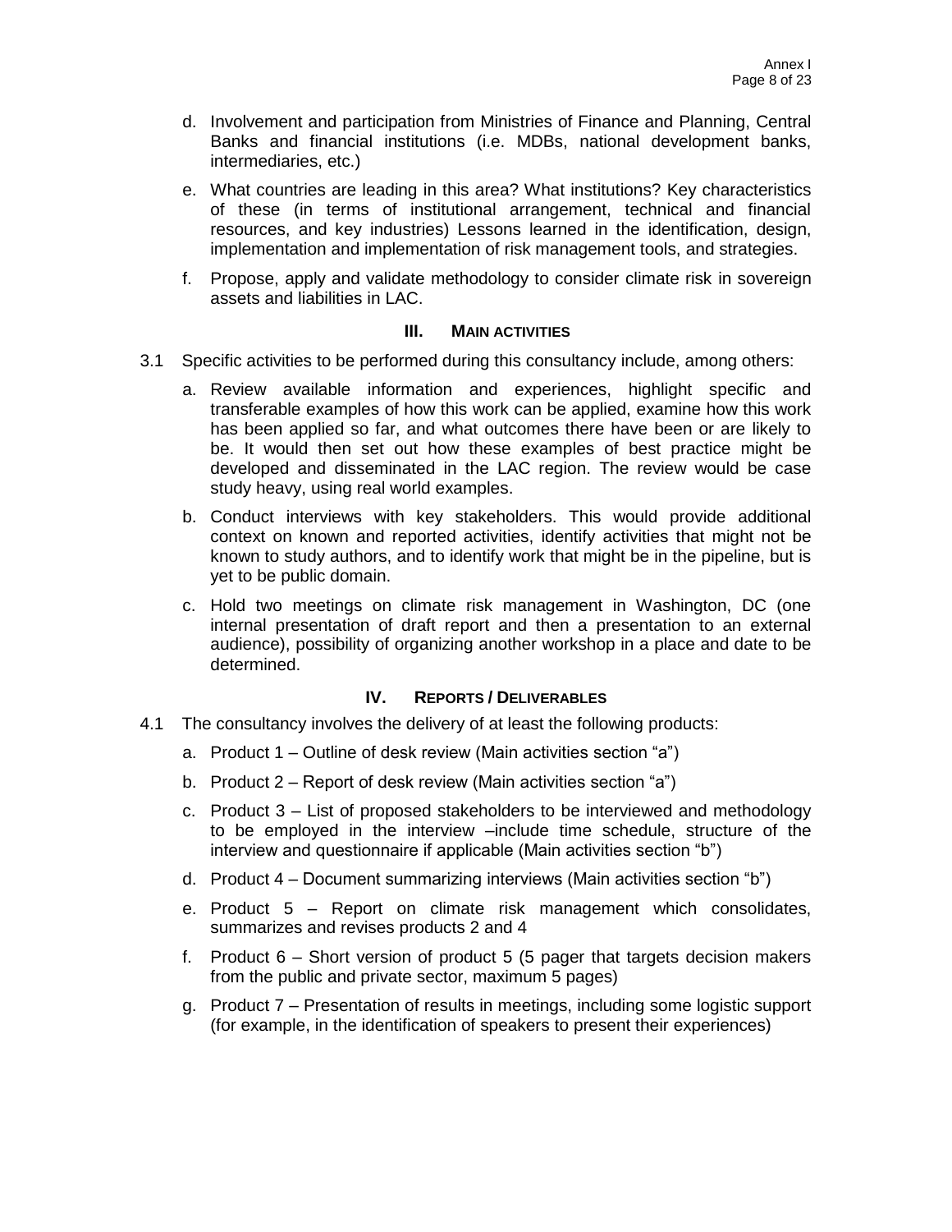d. Involvement and participation from Ministries of Finance and Planning, Central Banks and financial institutions (i.e. MDBs, national development banks, intermediaries, etc.)

e. What countries are leading in this area? What institutions? Key characteristics of these (in terms of institutional arrangement, technical and financial resources, and key industries) Lessons learned in the identification, design, implementation and implementation of risk management tools, and strategies.

f. Propose, apply and validate methodology to consider climate risk in sovereign assets and liabilities in LAC.

## III. MAIN ACTIVITIES

3.1 Specific activities to be performed during this consultancy include, among others:

a. Review available information and experiences, highlight specific and transferable examples of how this work can be applied, examine how this work has been applied so far, and what outcomes there have been or are likely to be. It would then set out how these examples of best practice might be developed and disseminated in the LAC region. The review would be case study heavy, using real world examples.

b. Conduct interviews with key stakeholders. This would provide additional context on known and reported activities, identify activities that might not be known to study authors, and to identify work that might be in the pipeline, but is yet to be public domain.

c. Hold two meetings on climate risk management in Washington, DC (one internal presentation of draft report and then a presentation to an external audience), possibility of organizing another workshop in a place and date to be determined.

## IV. REPORTS / DELIVERABLES

4.1 The consultancy involves the delivery of at least the following products:

a. Product 1 – Outline of desk review (Main activities section "a")

b. Product 2 – Report of desk review (Main activities section "a")

c. Product 3 – List of proposed stakeholders to be interviewed and methodology to be employed in the interview –include time schedule, structure of the interview and questionnaire if applicable (Main activities section "b")

d. Product 4 – Document summarizing interviews (Main activities section "b")

e. Product 5 – Report on climate risk management which consolidates, summarizes and revises products 2 and 4

f. Product 6 – Short version of product 5 (5 pager that targets decision makers from the public and private sector, maximum 5 pages)

g. Product 7 – Presentation of results in meetings, including some logistic support (for example, in the identification of speakers to present their experiences)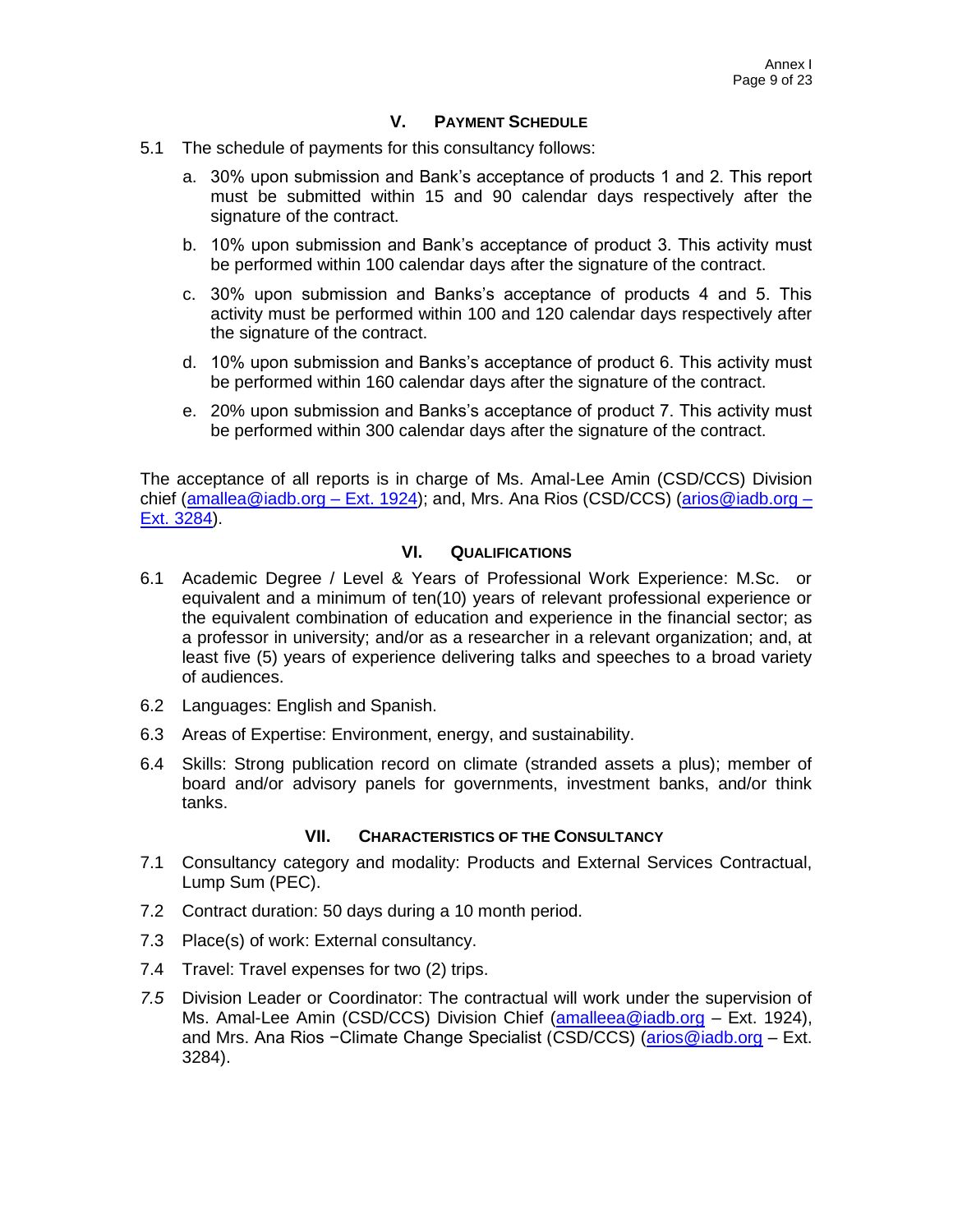## V. PAYMENT SCHEDULE

5.1 The schedule of payments for this consultancy follows:

a. 30% upon submission and Bank's acceptance of products 1 and 2. This report must be submitted within 15 and 90 calendar days respectively after the signature of the contract.

b. 10% upon submission and Bank's acceptance of product 3. This activity must be performed within 100 calendar days after the signature of the contract.

c. 30% upon submission and Banks's acceptance of products 4 and 5. This activity must be performed within 100 and 120 calendar days respectively after the signature of the contract.

d. 10% upon submission and Banks's acceptance of product 6. This activity must be performed within 160 calendar days after the signature of the contract.

e. 20% upon submission and Banks's acceptance of product 7. This activity must be performed within 300 calendar days after the signature of the contract.

The acceptance of all reports is in charge of Ms. Amal-Lee Amin (CSD/CCS) Division chief (amallea@iadb.org – Ext. 1924); and, Mrs. Ana Rios (CSD/CCS) (arios@iadb.org – Ext. 3284).

## VI. QUALIFICATIONS

6.1 Academic Degree / Level & Years of Professional Work Experience: M.Sc. or equivalent and a minimum of ten(10) years of relevant professional experience or the equivalent combination of education and experience in the financial sector; as a professor in university; and/or as a researcher in a relevant organization; and, at least five (5) years of experience delivering talks and speeches to a broad variety of audiences.

6.2 Languages: English and Spanish.

6.3 Areas of Expertise: Environment, energy, and sustainability.

6.4 Skills: Strong publication record on climate (stranded assets a plus); member of board and/or advisory panels for governments, investment banks, and/or think tanks.

## VII. CHARACTERISTICS OF THE CONSULTANCY

7.1 Consultancy category and modality: Products and External Services Contractual, Lump Sum (PEC).

7.2 Contract duration: 50 days during a 10 month period.

7.3 Place(s) of work: External consultancy.

7.4 Travel: Travel expenses for two (2) trips.

*7.5* Division Leader or Coordinator: The contractual will work under the supervision of Ms. Amal-Lee Amin (CSD/CCS) Division Chief (amalleea@iadb.org – Ext. 1924), and Mrs. Ana Rios −Climate Change Specialist (CSD/CCS) (arios@iadb.org – Ext. 3284).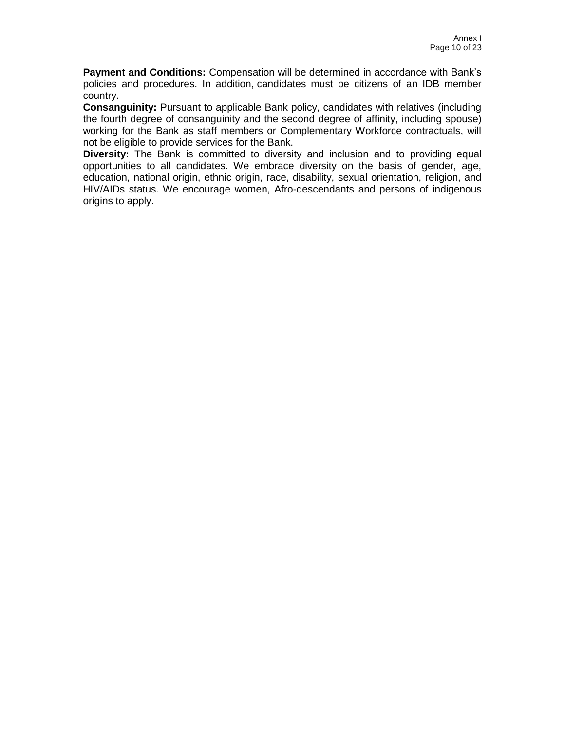**Payment and Conditions:** Compensation will be determined in accordance with Bank's policies and procedures. In addition, candidates must be citizens of an IDB member country.

**Consanguinity:** Pursuant to applicable Bank policy, candidates with relatives (including the fourth degree of consanguinity and the second degree of affinity, including spouse) working for the Bank as staff members or Complementary Workforce contractuals, will not be eligible to provide services for the Bank.

**Diversity:** The Bank is committed to diversity and inclusion and to providing equal opportunities to all candidates. We embrace diversity on the basis of gender, age, education, national origin, ethnic origin, race, disability, sexual orientation, religion, and HIV/AIDs status. We encourage women, Afro-descendants and persons of indigenous origins to apply.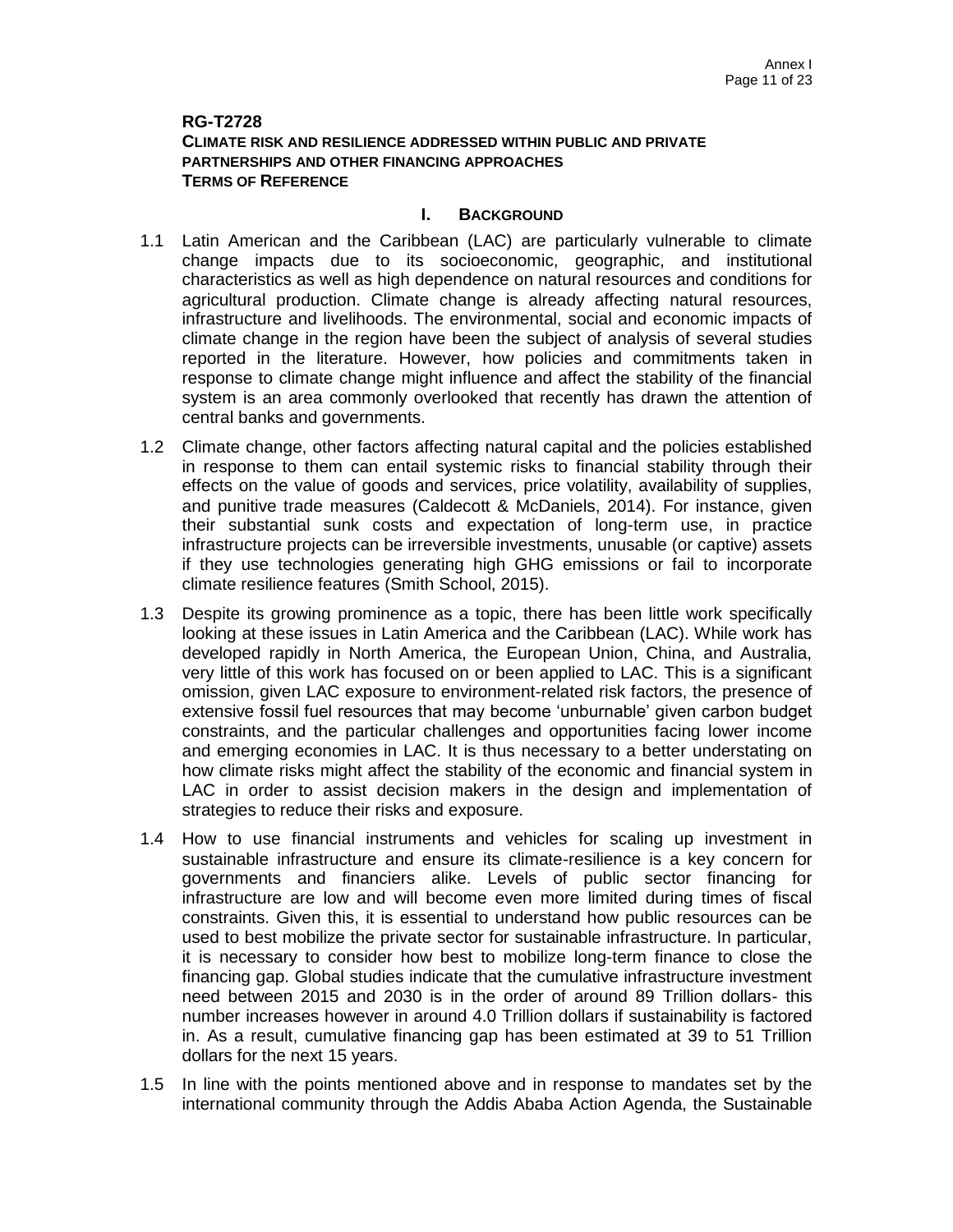**RG-T2728**
**CLIMATE RISK AND RESILIENCE ADDRESSED WITHIN PUBLIC AND PRIVATE PARTNERSHIPS AND OTHER FINANCING APPROACHES**
**TERMS OF REFERENCE**

## I. BACKGROUND

1.1 Latin American and the Caribbean (LAC) are particularly vulnerable to climate change impacts due to its socioeconomic, geographic, and institutional characteristics as well as high dependence on natural resources and conditions for agricultural production. Climate change is already affecting natural resources, infrastructure and livelihoods. The environmental, social and economic impacts of climate change in the region have been the subject of analysis of several studies reported in the literature. However, how policies and commitments taken in response to climate change might influence and affect the stability of the financial system is an area commonly overlooked that recently has drawn the attention of central banks and governments.

1.2 Climate change, other factors affecting natural capital and the policies established in response to them can entail systemic risks to financial stability through their effects on the value of goods and services, price volatility, availability of supplies, and punitive trade measures (Caldecott & McDaniels, 2014). For instance, given their substantial sunk costs and expectation of long-term use, in practice infrastructure projects can be irreversible investments, unusable (or captive) assets if they use technologies generating high GHG emissions or fail to incorporate climate resilience features (Smith School, 2015).

1.3 Despite its growing prominence as a topic, there has been little work specifically looking at these issues in Latin America and the Caribbean (LAC). While work has developed rapidly in North America, the European Union, China, and Australia, very little of this work has focused on or been applied to LAC. This is a significant omission, given LAC exposure to environment-related risk factors, the presence of extensive fossil fuel resources that may become 'unburnable' given carbon budget constraints, and the particular challenges and opportunities facing lower income and emerging economies in LAC. It is thus necessary to a better understating on how climate risks might affect the stability of the economic and financial system in LAC in order to assist decision makers in the design and implementation of strategies to reduce their risks and exposure.

1.4 How to use financial instruments and vehicles for scaling up investment in sustainable infrastructure and ensure its climate-resilience is a key concern for governments and financiers alike. Levels of public sector financing for infrastructure are low and will become even more limited during times of fiscal constraints. Given this, it is essential to understand how public resources can be used to best mobilize the private sector for sustainable infrastructure. In particular, it is necessary to consider how best to mobilize long-term finance to close the financing gap. Global studies indicate that the cumulative infrastructure investment need between 2015 and 2030 is in the order of around 89 Trillion dollars- this number increases however in around 4.0 Trillion dollars if sustainability is factored in. As a result, cumulative financing gap has been estimated at 39 to 51 Trillion dollars for the next 15 years.

1.5 In line with the points mentioned above and in response to mandates set by the international community through the Addis Ababa Action Agenda, the Sustainable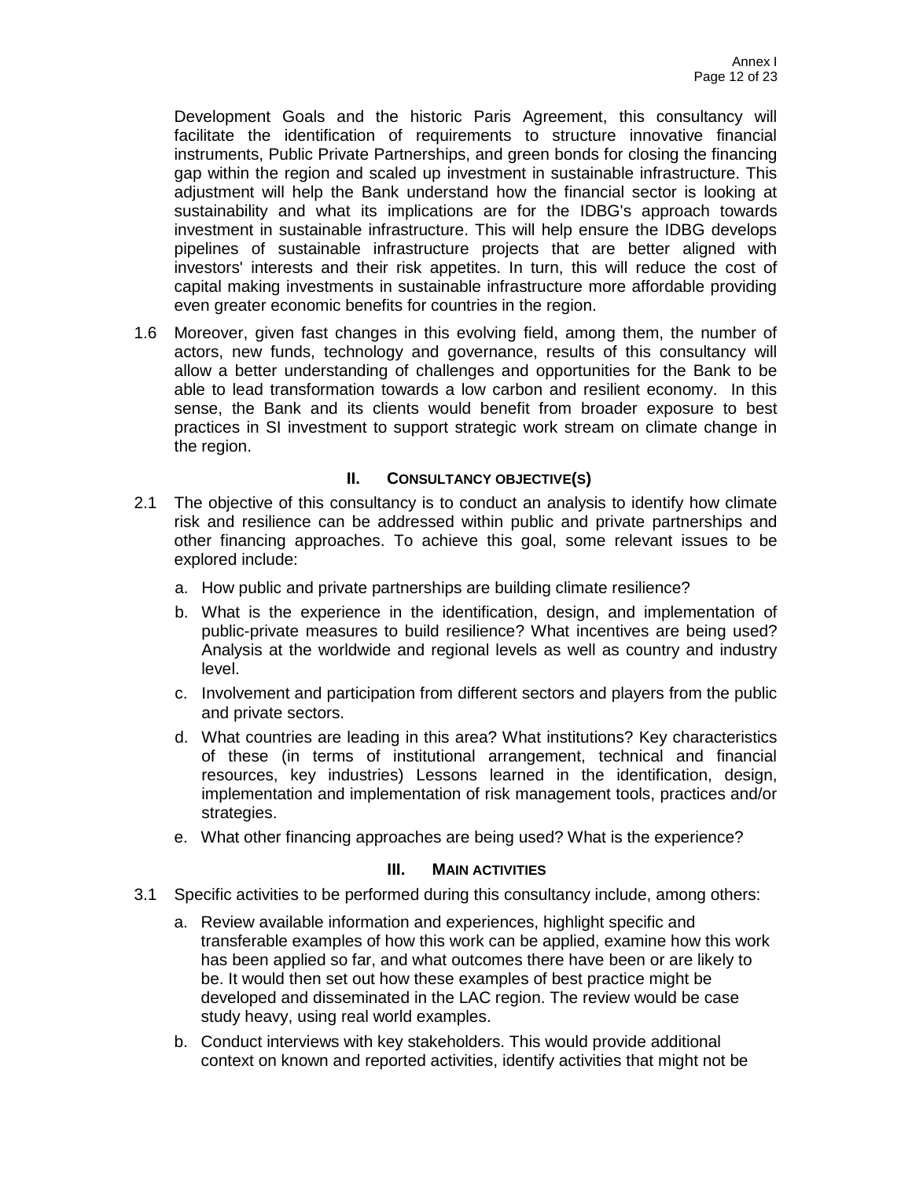Development Goals and the historic Paris Agreement, this consultancy will facilitate the identification of requirements to structure innovative financial instruments, Public Private Partnerships, and green bonds for closing the financing gap within the region and scaled up investment in sustainable infrastructure. This adjustment will help the Bank understand how the financial sector is looking at sustainability and what its implications are for the IDBG's approach towards investment in sustainable infrastructure. This will help ensure the IDBG develops pipelines of sustainable infrastructure projects that are better aligned with investors' interests and their risk appetites. In turn, this will reduce the cost of capital making investments in sustainable infrastructure more affordable providing even greater economic benefits for countries in the region.

1.6 Moreover, given fast changes in this evolving field, among them, the number of actors, new funds, technology and governance, results of this consultancy will allow a better understanding of challenges and opportunities for the Bank to be able to lead transformation towards a low carbon and resilient economy. In this sense, the Bank and its clients would benefit from broader exposure to best practices in SI investment to support strategic work stream on climate change in the region.

## II. CONSULTANCY OBJECTIVE(S)

2.1 The objective of this consultancy is to conduct an analysis to identify how climate risk and resilience can be addressed within public and private partnerships and other financing approaches. To achieve this goal, some relevant issues to be explored include:

a. How public and private partnerships are building climate resilience?

b. What is the experience in the identification, design, and implementation of public-private measures to build resilience? What incentives are being used? Analysis at the worldwide and regional levels as well as country and industry level.

c. Involvement and participation from different sectors and players from the public and private sectors.

d. What countries are leading in this area? What institutions? Key characteristics of these (in terms of institutional arrangement, technical and financial resources, key industries) Lessons learned in the identification, design, implementation and implementation of risk management tools, practices and/or strategies.

e. What other financing approaches are being used? What is the experience?

## III. MAIN ACTIVITIES

3.1 Specific activities to be performed during this consultancy include, among others:

a. Review available information and experiences, highlight specific and transferable examples of how this work can be applied, examine how this work has been applied so far, and what outcomes there have been or are likely to be. It would then set out how these examples of best practice might be developed and disseminated in the LAC region. The review would be case study heavy, using real world examples.

b. Conduct interviews with key stakeholders. This would provide additional context on known and reported activities, identify activities that might not be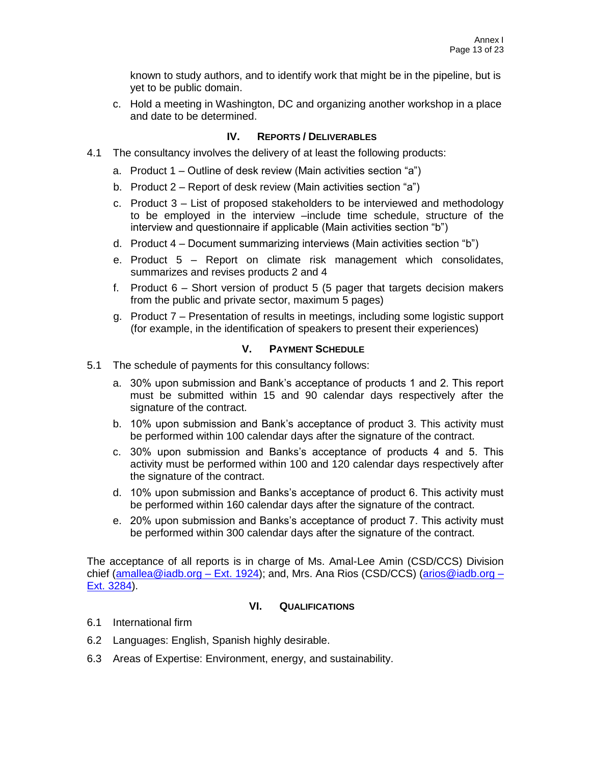known to study authors, and to identify work that might be in the pipeline, but is yet to be public domain.

c. Hold a meeting in Washington, DC and organizing another workshop in a place and date to be determined.

## IV. Reports / Deliverables

4.1 The consultancy involves the delivery of at least the following products:

a. Product 1 – Outline of desk review (Main activities section "a")

b. Product 2 – Report of desk review (Main activities section "a")

c. Product 3 – List of proposed stakeholders to be interviewed and methodology to be employed in the interview –include time schedule, structure of the interview and questionnaire if applicable (Main activities section "b")

d. Product 4 – Document summarizing interviews (Main activities section "b")

e. Product 5 – Report on climate risk management which consolidates, summarizes and revises products 2 and 4

f. Product 6 – Short version of product 5 (5 pager that targets decision makers from the public and private sector, maximum 5 pages)

g. Product 7 – Presentation of results in meetings, including some logistic support (for example, in the identification of speakers to present their experiences)

## V. Payment Schedule

5.1 The schedule of payments for this consultancy follows:

a. 30% upon submission and Bank's acceptance of products 1 and 2. This report must be submitted within 15 and 90 calendar days respectively after the signature of the contract.

b. 10% upon submission and Bank's acceptance of product 3. This activity must be performed within 100 calendar days after the signature of the contract.

c. 30% upon submission and Banks's acceptance of products 4 and 5. This activity must be performed within 100 and 120 calendar days respectively after the signature of the contract.

d. 10% upon submission and Banks's acceptance of product 6. This activity must be performed within 160 calendar days after the signature of the contract.

e. 20% upon submission and Banks's acceptance of product 7. This activity must be performed within 300 calendar days after the signature of the contract.

The acceptance of all reports is in charge of Ms. Amal-Lee Amin (CSD/CCS) Division chief (amallea@iadb.org – Ext. 1924); and, Mrs. Ana Rios (CSD/CCS) (arios@iadb.org – Ext. 3284).

## VI. Qualifications

6.1 International firm

6.2 Languages: English, Spanish highly desirable.

6.3 Areas of Expertise: Environment, energy, and sustainability.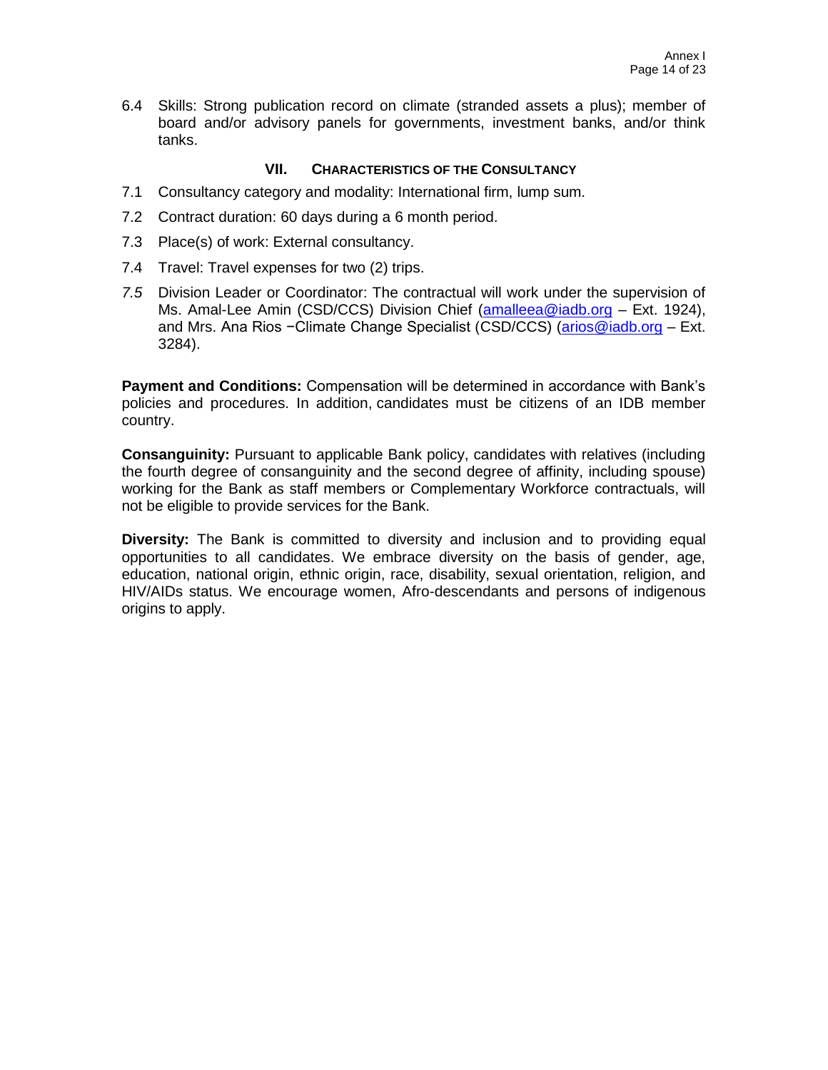6.4 Skills: Strong publication record on climate (stranded assets a plus); member of board and/or advisory panels for governments, investment banks, and/or think tanks.

## VII. CHARACTERISTICS OF THE CONSULTANCY

7.1 Consultancy category and modality: International firm, lump sum.

7.2 Contract duration: 60 days during a 6 month period.

7.3 Place(s) of work: External consultancy.

7.4 Travel: Travel expenses for two (2) trips.

*7.5* Division Leader or Coordinator: The contractual will work under the supervision of Ms. Amal-Lee Amin (CSD/CCS) Division Chief (amalleea@iadb.org – Ext. 1924), and Mrs. Ana Rios −Climate Change Specialist (CSD/CCS) (arios@iadb.org – Ext. 3284).

**Payment and Conditions:** Compensation will be determined in accordance with Bank's policies and procedures. In addition, candidates must be citizens of an IDB member country.

**Consanguinity:** Pursuant to applicable Bank policy, candidates with relatives (including the fourth degree of consanguinity and the second degree of affinity, including spouse) working for the Bank as staff members or Complementary Workforce contractuals, will not be eligible to provide services for the Bank.

**Diversity:** The Bank is committed to diversity and inclusion and to providing equal opportunities to all candidates. We embrace diversity on the basis of gender, age, education, national origin, ethnic origin, race, disability, sexual orientation, religion, and HIV/AIDs status. We encourage women, Afro-descendants and persons of indigenous origins to apply.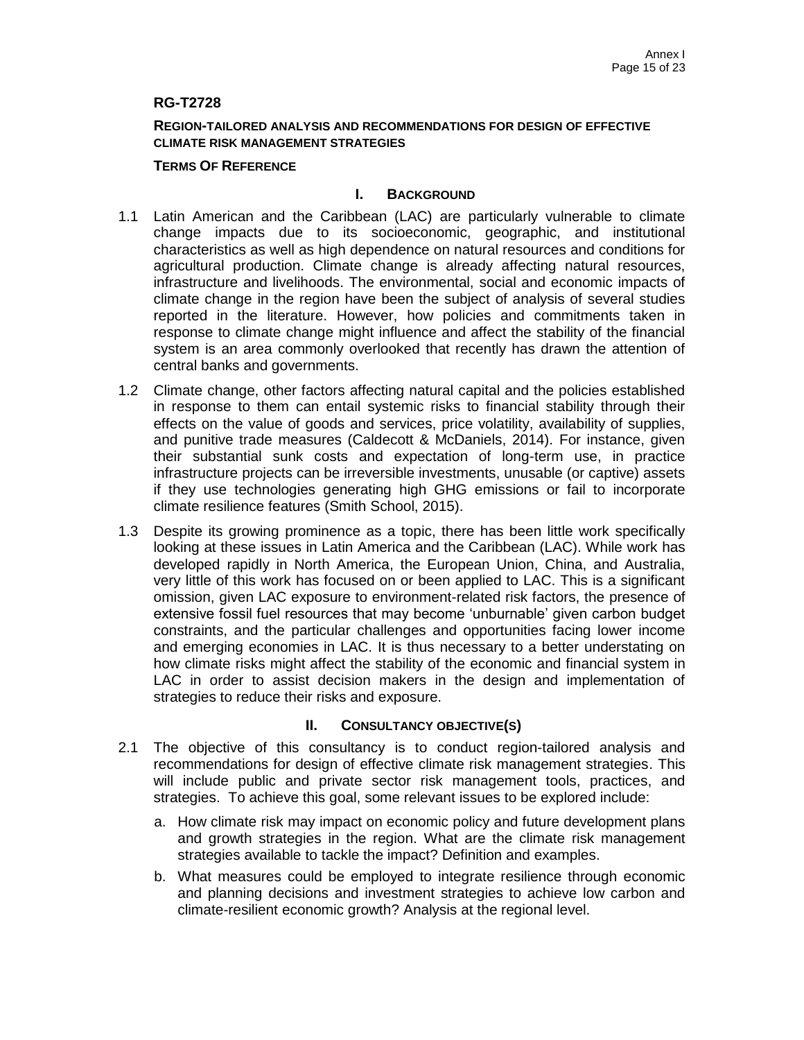## RG-T2728

**REGION-TAILORED ANALYSIS AND RECOMMENDATIONS FOR DESIGN OF EFFECTIVE CLIMATE RISK MANAGEMENT STRATEGIES**

**TERMS OF REFERENCE**

### I. BACKGROUND

1.1 Latin American and the Caribbean (LAC) are particularly vulnerable to climate change impacts due to its socioeconomic, geographic, and institutional characteristics as well as high dependence on natural resources and conditions for agricultural production. Climate change is already affecting natural resources, infrastructure and livelihoods. The environmental, social and economic impacts of climate change in the region have been the subject of analysis of several studies reported in the literature. However, how policies and commitments taken in response to climate change might influence and affect the stability of the financial system is an area commonly overlooked that recently has drawn the attention of central banks and governments.

1.2 Climate change, other factors affecting natural capital and the policies established in response to them can entail systemic risks to financial stability through their effects on the value of goods and services, price volatility, availability of supplies, and punitive trade measures (Caldecott & McDaniels, 2014). For instance, given their substantial sunk costs and expectation of long-term use, in practice infrastructure projects can be irreversible investments, unusable (or captive) assets if they use technologies generating high GHG emissions or fail to incorporate climate resilience features (Smith School, 2015).

1.3 Despite its growing prominence as a topic, there has been little work specifically looking at these issues in Latin America and the Caribbean (LAC). While work has developed rapidly in North America, the European Union, China, and Australia, very little of this work has focused on or been applied to LAC. This is a significant omission, given LAC exposure to environment-related risk factors, the presence of extensive fossil fuel resources that may become 'unburnable' given carbon budget constraints, and the particular challenges and opportunities facing lower income and emerging economies in LAC. It is thus necessary to a better understating on how climate risks might affect the stability of the economic and financial system in LAC in order to assist decision makers in the design and implementation of strategies to reduce their risks and exposure.

### II. CONSULTANCY OBJECTIVE(S)

2.1 The objective of this consultancy is to conduct region-tailored analysis and recommendations for design of effective climate risk management strategies. This will include public and private sector risk management tools, practices, and strategies. To achieve this goal, some relevant issues to be explored include:

a. How climate risk may impact on economic policy and future development plans and growth strategies in the region. What are the climate risk management strategies available to tackle the impact? Definition and examples.

b. What measures could be employed to integrate resilience through economic and planning decisions and investment strategies to achieve low carbon and climate-resilient economic growth? Analysis at the regional level.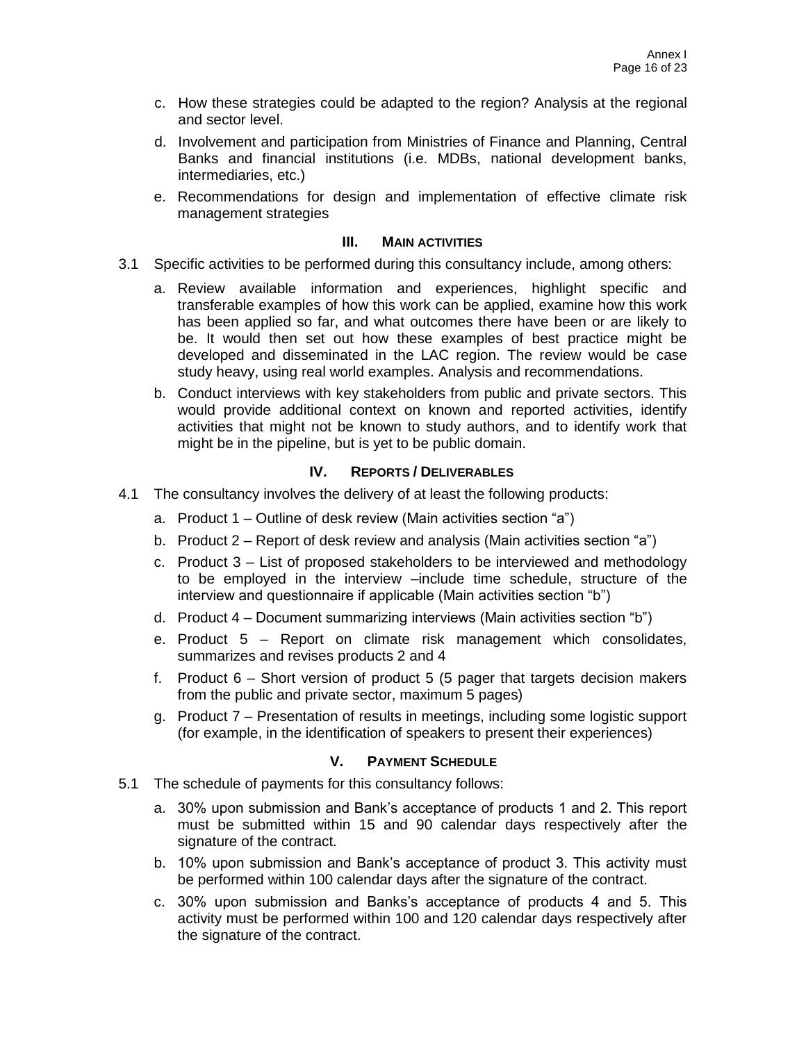c. How these strategies could be adapted to the region? Analysis at the regional and sector level.

d. Involvement and participation from Ministries of Finance and Planning, Central Banks and financial institutions (i.e. MDBs, national development banks, intermediaries, etc.)

e. Recommendations for design and implementation of effective climate risk management strategies

## III. MAIN ACTIVITIES

3.1 Specific activities to be performed during this consultancy include, among others:

a. Review available information and experiences, highlight specific and transferable examples of how this work can be applied, examine how this work has been applied so far, and what outcomes there have been or are likely to be. It would then set out how these examples of best practice might be developed and disseminated in the LAC region. The review would be case study heavy, using real world examples. Analysis and recommendations.

b. Conduct interviews with key stakeholders from public and private sectors. This would provide additional context on known and reported activities, identify activities that might not be known to study authors, and to identify work that might be in the pipeline, but is yet to be public domain.

## IV. REPORTS / DELIVERABLES

4.1 The consultancy involves the delivery of at least the following products:

a. Product 1 – Outline of desk review (Main activities section "a")

b. Product 2 – Report of desk review and analysis (Main activities section "a")

c. Product 3 – List of proposed stakeholders to be interviewed and methodology to be employed in the interview –include time schedule, structure of the interview and questionnaire if applicable (Main activities section "b")

d. Product 4 – Document summarizing interviews (Main activities section "b")

e. Product 5 – Report on climate risk management which consolidates, summarizes and revises products 2 and 4

f. Product 6 – Short version of product 5 (5 pager that targets decision makers from the public and private sector, maximum 5 pages)

g. Product 7 – Presentation of results in meetings, including some logistic support (for example, in the identification of speakers to present their experiences)

## V. PAYMENT SCHEDULE

5.1 The schedule of payments for this consultancy follows:

a. 30% upon submission and Bank's acceptance of products 1 and 2. This report must be submitted within 15 and 90 calendar days respectively after the signature of the contract.

b. 10% upon submission and Bank's acceptance of product 3. This activity must be performed within 100 calendar days after the signature of the contract.

c. 30% upon submission and Banks's acceptance of products 4 and 5. This activity must be performed within 100 and 120 calendar days respectively after the signature of the contract.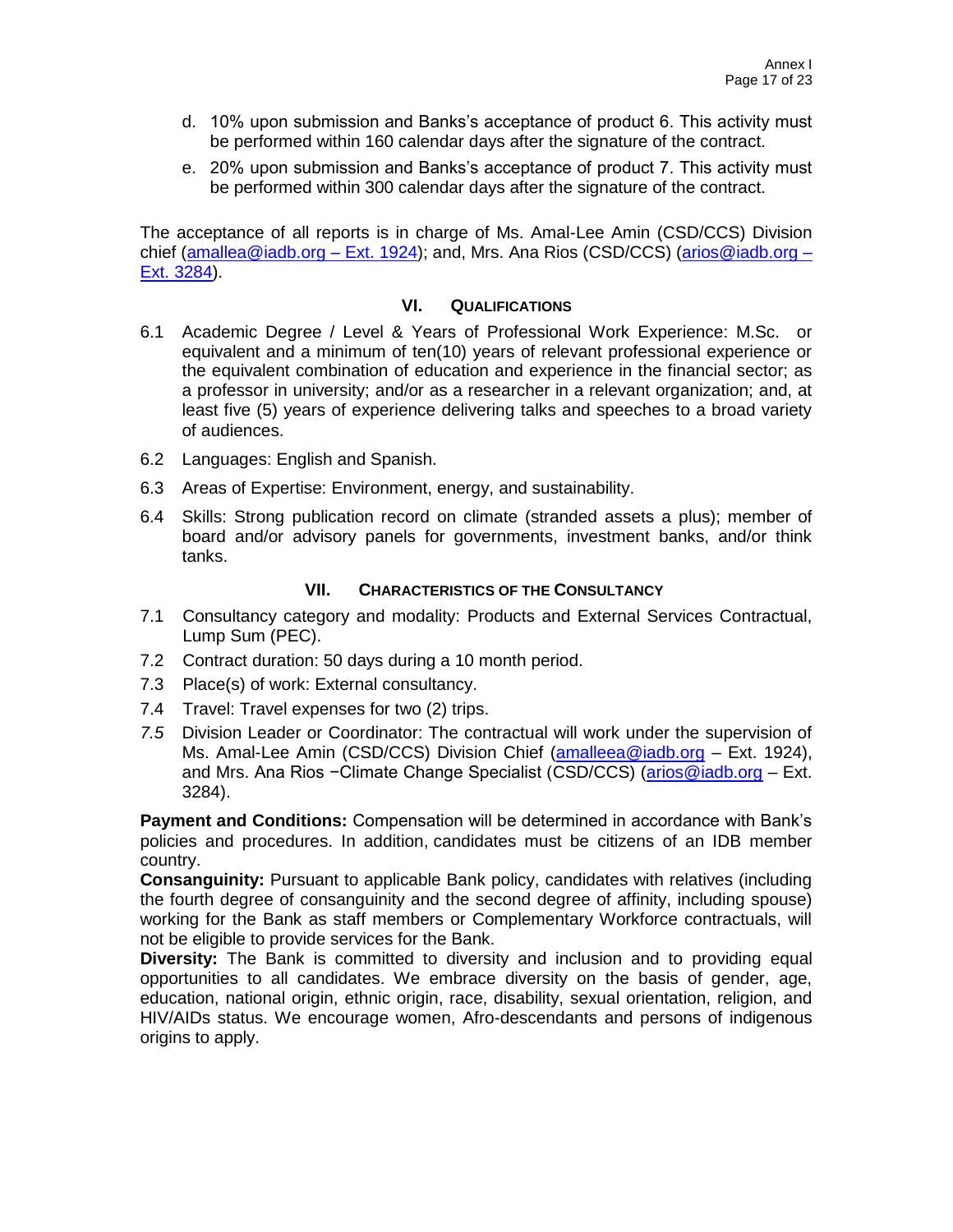d. 10% upon submission and Banks's acceptance of product 6. This activity must be performed within 160 calendar days after the signature of the contract.

e. 20% upon submission and Banks's acceptance of product 7. This activity must be performed within 300 calendar days after the signature of the contract.

The acceptance of all reports is in charge of Ms. Amal-Lee Amin (CSD/CCS) Division chief (amallea@iadb.org – Ext. 1924); and, Mrs. Ana Rios (CSD/CCS) (arios@iadb.org – Ext. 3284).

## VI. QUALIFICATIONS

6.1 Academic Degree / Level & Years of Professional Work Experience: M.Sc. or equivalent and a minimum of ten(10) years of relevant professional experience or the equivalent combination of education and experience in the financial sector; as a professor in university; and/or as a researcher in a relevant organization; and, at least five (5) years of experience delivering talks and speeches to a broad variety of audiences.

6.2 Languages: English and Spanish.

6.3 Areas of Expertise: Environment, energy, and sustainability.

6.4 Skills: Strong publication record on climate (stranded assets a plus); member of board and/or advisory panels for governments, investment banks, and/or think tanks.

## VII. CHARACTERISTICS OF THE CONSULTANCY

7.1 Consultancy category and modality: Products and External Services Contractual, Lump Sum (PEC).

7.2 Contract duration: 50 days during a 10 month period.

7.3 Place(s) of work: External consultancy.

7.4 Travel: Travel expenses for two (2) trips.

*7.5* Division Leader or Coordinator: The contractual will work under the supervision of Ms. Amal-Lee Amin (CSD/CCS) Division Chief (amalleea@iadb.org – Ext. 1924), and Mrs. Ana Rios −Climate Change Specialist (CSD/CCS) (arios@iadb.org – Ext. 3284).

**Payment and Conditions:** Compensation will be determined in accordance with Bank's policies and procedures. In addition, candidates must be citizens of an IDB member country.

**Consanguinity:** Pursuant to applicable Bank policy, candidates with relatives (including the fourth degree of consanguinity and the second degree of affinity, including spouse) working for the Bank as staff members or Complementary Workforce contractuals, will not be eligible to provide services for the Bank.

**Diversity:** The Bank is committed to diversity and inclusion and to providing equal opportunities to all candidates. We embrace diversity on the basis of gender, age, education, national origin, ethnic origin, race, disability, sexual orientation, religion, and HIV/AIDs status. We encourage women, Afro-descendants and persons of indigenous origins to apply.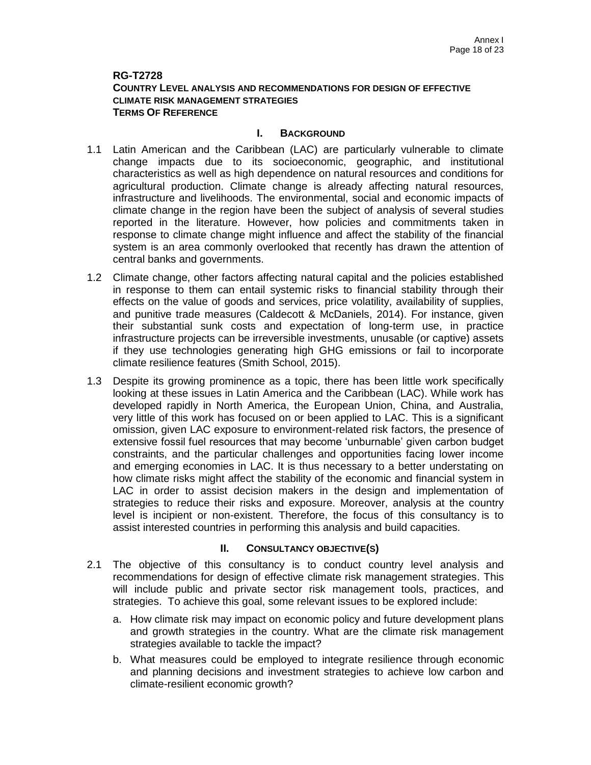**RG-T2728**
**COUNTRY LEVEL ANALYSIS AND RECOMMENDATIONS FOR DESIGN OF EFFECTIVE CLIMATE RISK MANAGEMENT STRATEGIES**
**TERMS OF REFERENCE**

## I. BACKGROUND

1.1 Latin American and the Caribbean (LAC) are particularly vulnerable to climate change impacts due to its socioeconomic, geographic, and institutional characteristics as well as high dependence on natural resources and conditions for agricultural production. Climate change is already affecting natural resources, infrastructure and livelihoods. The environmental, social and economic impacts of climate change in the region have been the subject of analysis of several studies reported in the literature. However, how policies and commitments taken in response to climate change might influence and affect the stability of the financial system is an area commonly overlooked that recently has drawn the attention of central banks and governments.

1.2 Climate change, other factors affecting natural capital and the policies established in response to them can entail systemic risks to financial stability through their effects on the value of goods and services, price volatility, availability of supplies, and punitive trade measures (Caldecott & McDaniels, 2014). For instance, given their substantial sunk costs and expectation of long-term use, in practice infrastructure projects can be irreversible investments, unusable (or captive) assets if they use technologies generating high GHG emissions or fail to incorporate climate resilience features (Smith School, 2015).

1.3 Despite its growing prominence as a topic, there has been little work specifically looking at these issues in Latin America and the Caribbean (LAC). While work has developed rapidly in North America, the European Union, China, and Australia, very little of this work has focused on or been applied to LAC. This is a significant omission, given LAC exposure to environment-related risk factors, the presence of extensive fossil fuel resources that may become 'unburnable' given carbon budget constraints, and the particular challenges and opportunities facing lower income and emerging economies in LAC. It is thus necessary to a better understating on how climate risks might affect the stability of the economic and financial system in LAC in order to assist decision makers in the design and implementation of strategies to reduce their risks and exposure. Moreover, analysis at the country level is incipient or non-existent. Therefore, the focus of this consultancy is to assist interested countries in performing this analysis and build capacities.

## II. CONSULTANCY OBJECTIVE(S)

2.1 The objective of this consultancy is to conduct country level analysis and recommendations for design of effective climate risk management strategies. This will include public and private sector risk management tools, practices, and strategies. To achieve this goal, some relevant issues to be explored include:

a. How climate risk may impact on economic policy and future development plans and growth strategies in the country. What are the climate risk management strategies available to tackle the impact?

b. What measures could be employed to integrate resilience through economic and planning decisions and investment strategies to achieve low carbon and climate-resilient economic growth?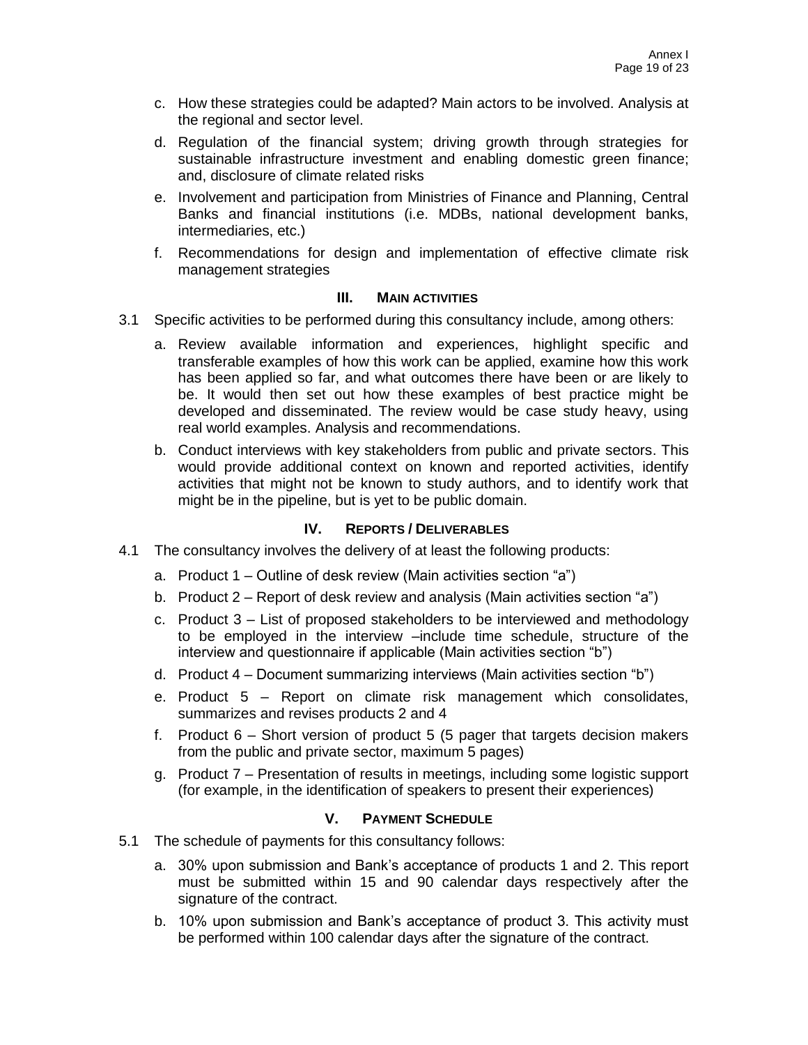c. How these strategies could be adapted? Main actors to be involved. Analysis at the regional and sector level.

d. Regulation of the financial system; driving growth through strategies for sustainable infrastructure investment and enabling domestic green finance; and, disclosure of climate related risks

e. Involvement and participation from Ministries of Finance and Planning, Central Banks and financial institutions (i.e. MDBs, national development banks, intermediaries, etc.)

f. Recommendations for design and implementation of effective climate risk management strategies

## III. Main activities

3.1 Specific activities to be performed during this consultancy include, among others:

a. Review available information and experiences, highlight specific and transferable examples of how this work can be applied, examine how this work has been applied so far, and what outcomes there have been or are likely to be. It would then set out how these examples of best practice might be developed and disseminated. The review would be case study heavy, using real world examples. Analysis and recommendations.

b. Conduct interviews with key stakeholders from public and private sectors. This would provide additional context on known and reported activities, identify activities that might not be known to study authors, and to identify work that might be in the pipeline, but is yet to be public domain.

## IV. Reports / Deliverables

4.1 The consultancy involves the delivery of at least the following products:

a. Product 1 – Outline of desk review (Main activities section “a”)

b. Product 2 – Report of desk review and analysis (Main activities section “a”)

c. Product 3 – List of proposed stakeholders to be interviewed and methodology to be employed in the interview –include time schedule, structure of the interview and questionnaire if applicable (Main activities section “b”)

d. Product 4 – Document summarizing interviews (Main activities section “b”)

e. Product 5 – Report on climate risk management which consolidates, summarizes and revises products 2 and 4

f. Product 6 – Short version of product 5 (5 pager that targets decision makers from the public and private sector, maximum 5 pages)

g. Product 7 – Presentation of results in meetings, including some logistic support (for example, in the identification of speakers to present their experiences)

## V. Payment Schedule

5.1 The schedule of payments for this consultancy follows:

a. 30% upon submission and Bank’s acceptance of products 1 and 2. This report must be submitted within 15 and 90 calendar days respectively after the signature of the contract.

b. 10% upon submission and Bank’s acceptance of product 3. This activity must be performed within 100 calendar days after the signature of the contract.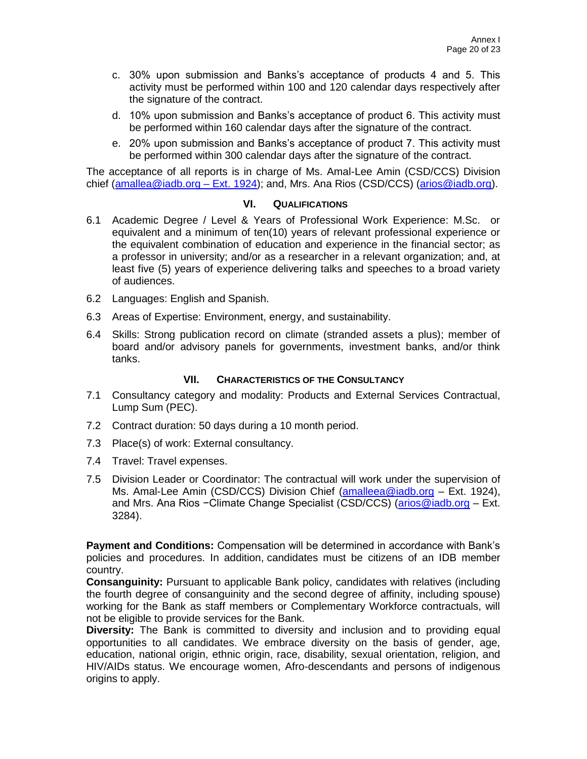c. 30% upon submission and Banks's acceptance of products 4 and 5. This activity must be performed within 100 and 120 calendar days respectively after the signature of the contract.

d. 10% upon submission and Banks's acceptance of product 6. This activity must be performed within 160 calendar days after the signature of the contract.

e. 20% upon submission and Banks's acceptance of product 7. This activity must be performed within 300 calendar days after the signature of the contract.

The acceptance of all reports is in charge of Ms. Amal-Lee Amin (CSD/CCS) Division chief (amallea@iadb.org – Ext. 1924); and, Mrs. Ana Rios (CSD/CCS) (arios@iadb.org).

## VI. QUALIFICATIONS

6.1 Academic Degree / Level & Years of Professional Work Experience: M.Sc. or equivalent and a minimum of ten(10) years of relevant professional experience or the equivalent combination of education and experience in the financial sector; as a professor in university; and/or as a researcher in a relevant organization; and, at least five (5) years of experience delivering talks and speeches to a broad variety of audiences.

6.2 Languages: English and Spanish.

6.3 Areas of Expertise: Environment, energy, and sustainability.

6.4 Skills: Strong publication record on climate (stranded assets a plus); member of board and/or advisory panels for governments, investment banks, and/or think tanks.

## VII. CHARACTERISTICS OF THE CONSULTANCY

7.1 Consultancy category and modality: Products and External Services Contractual, Lump Sum (PEC).

7.2 Contract duration: 50 days during a 10 month period.

7.3 Place(s) of work: External consultancy.

7.4 Travel: Travel expenses.

7.5 Division Leader or Coordinator: The contractual will work under the supervision of Ms. Amal-Lee Amin (CSD/CCS) Division Chief (amalleea@iadb.org – Ext. 1924), and Mrs. Ana Rios −Climate Change Specialist (CSD/CCS) (arios@iadb.org – Ext. 3284).

**Payment and Conditions:** Compensation will be determined in accordance with Bank's policies and procedures. In addition, candidates must be citizens of an IDB member country.

**Consanguinity:** Pursuant to applicable Bank policy, candidates with relatives (including the fourth degree of consanguinity and the second degree of affinity, including spouse) working for the Bank as staff members or Complementary Workforce contractuals, will not be eligible to provide services for the Bank.

**Diversity:** The Bank is committed to diversity and inclusion and to providing equal opportunities to all candidates. We embrace diversity on the basis of gender, age, education, national origin, ethnic origin, race, disability, sexual orientation, religion, and HIV/AIDs status. We encourage women, Afro-descendants and persons of indigenous origins to apply.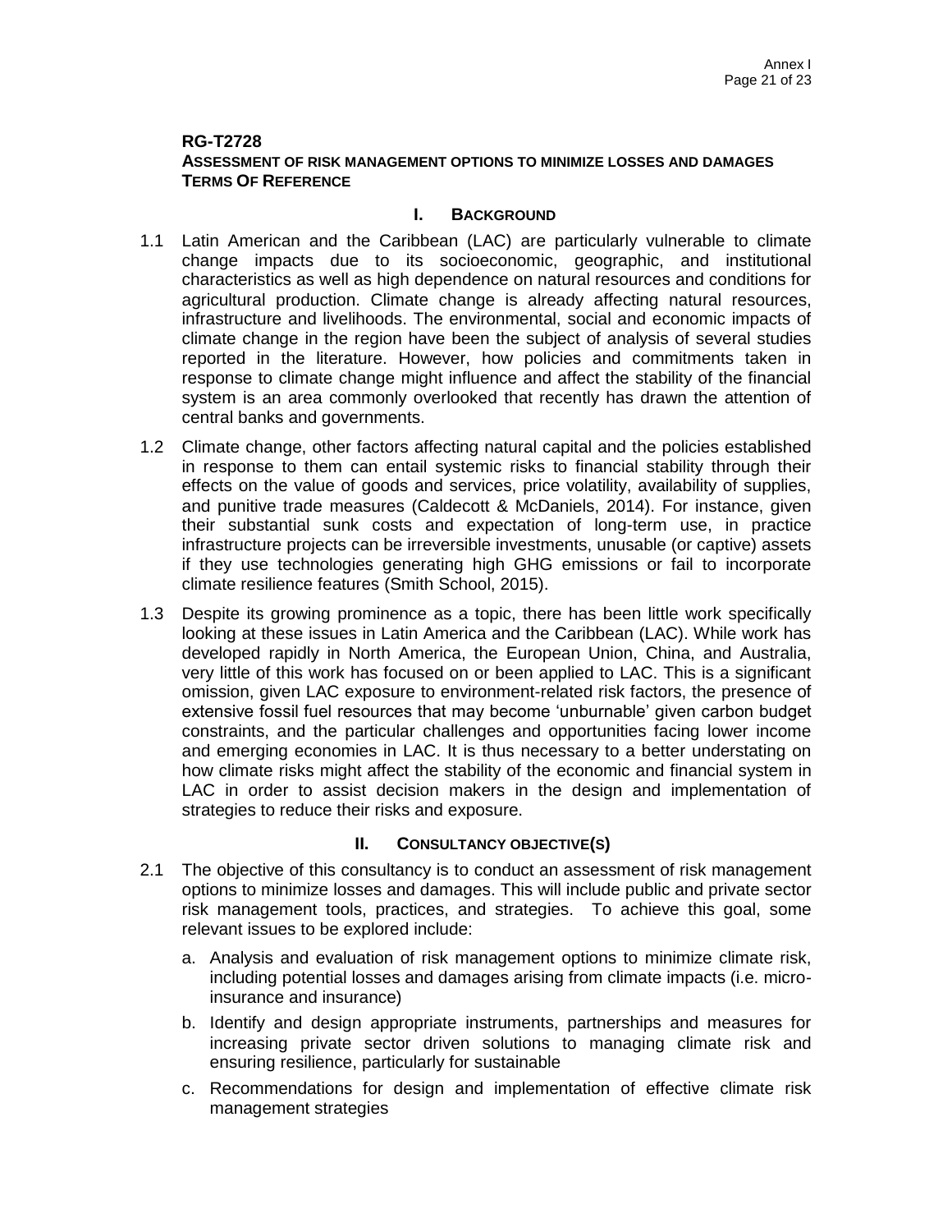**RG-T2728**
**ASSESSMENT OF RISK MANAGEMENT OPTIONS TO MINIMIZE LOSSES AND DAMAGES**
**TERMS OF REFERENCE**

## I. BACKGROUND

1.1 Latin American and the Caribbean (LAC) are particularly vulnerable to climate change impacts due to its socioeconomic, geographic, and institutional characteristics as well as high dependence on natural resources and conditions for agricultural production. Climate change is already affecting natural resources, infrastructure and livelihoods. The environmental, social and economic impacts of climate change in the region have been the subject of analysis of several studies reported in the literature. However, how policies and commitments taken in response to climate change might influence and affect the stability of the financial system is an area commonly overlooked that recently has drawn the attention of central banks and governments.

1.2 Climate change, other factors affecting natural capital and the policies established in response to them can entail systemic risks to financial stability through their effects on the value of goods and services, price volatility, availability of supplies, and punitive trade measures (Caldecott & McDaniels, 2014). For instance, given their substantial sunk costs and expectation of long-term use, in practice infrastructure projects can be irreversible investments, unusable (or captive) assets if they use technologies generating high GHG emissions or fail to incorporate climate resilience features (Smith School, 2015).

1.3 Despite its growing prominence as a topic, there has been little work specifically looking at these issues in Latin America and the Caribbean (LAC). While work has developed rapidly in North America, the European Union, China, and Australia, very little of this work has focused on or been applied to LAC. This is a significant omission, given LAC exposure to environment-related risk factors, the presence of extensive fossil fuel resources that may become 'unburnable' given carbon budget constraints, and the particular challenges and opportunities facing lower income and emerging economies in LAC. It is thus necessary to a better understating on how climate risks might affect the stability of the economic and financial system in LAC in order to assist decision makers in the design and implementation of strategies to reduce their risks and exposure.

## II. CONSULTANCY OBJECTIVE(S)

2.1 The objective of this consultancy is to conduct an assessment of risk management options to minimize losses and damages. This will include public and private sector risk management tools, practices, and strategies. To achieve this goal, some relevant issues to be explored include:

a. Analysis and evaluation of risk management options to minimize climate risk, including potential losses and damages arising from climate impacts (i.e. micro-insurance and insurance)

b. Identify and design appropriate instruments, partnerships and measures for increasing private sector driven solutions to managing climate risk and ensuring resilience, particularly for sustainable

c. Recommendations for design and implementation of effective climate risk management strategies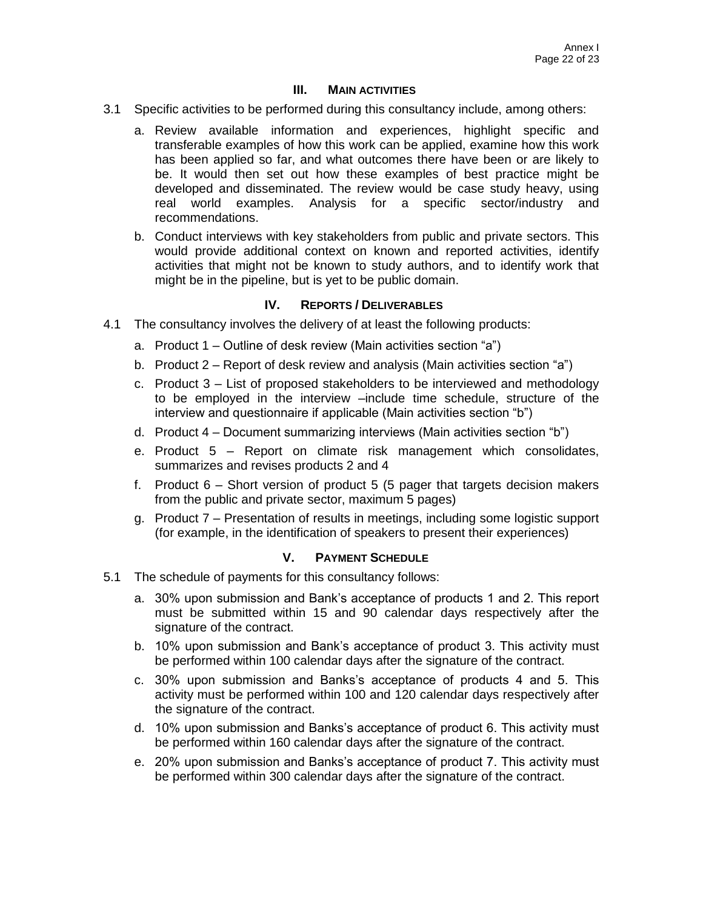## III. MAIN ACTIVITIES

3.1 Specific activities to be performed during this consultancy include, among others:

a. Review available information and experiences, highlight specific and transferable examples of how this work can be applied, examine how this work has been applied so far, and what outcomes there have been or are likely to be. It would then set out how these examples of best practice might be developed and disseminated. The review would be case study heavy, using real world examples. Analysis for a specific sector/industry and recommendations.

b. Conduct interviews with key stakeholders from public and private sectors. This would provide additional context on known and reported activities, identify activities that might not be known to study authors, and to identify work that might be in the pipeline, but is yet to be public domain.

## IV. REPORTS / DELIVERABLES

4.1 The consultancy involves the delivery of at least the following products:

a. Product 1 – Outline of desk review (Main activities section "a")

b. Product 2 – Report of desk review and analysis (Main activities section "a")

c. Product 3 – List of proposed stakeholders to be interviewed and methodology to be employed in the interview –include time schedule, structure of the interview and questionnaire if applicable (Main activities section "b")

d. Product 4 – Document summarizing interviews (Main activities section "b")

e. Product 5 – Report on climate risk management which consolidates, summarizes and revises products 2 and 4

f. Product 6 – Short version of product 5 (5 pager that targets decision makers from the public and private sector, maximum 5 pages)

g. Product 7 – Presentation of results in meetings, including some logistic support (for example, in the identification of speakers to present their experiences)

## V. PAYMENT SCHEDULE

5.1 The schedule of payments for this consultancy follows:

a. 30% upon submission and Bank's acceptance of products 1 and 2. This report must be submitted within 15 and 90 calendar days respectively after the signature of the contract.

b. 10% upon submission and Bank's acceptance of product 3. This activity must be performed within 100 calendar days after the signature of the contract.

c. 30% upon submission and Banks's acceptance of products 4 and 5. This activity must be performed within 100 and 120 calendar days respectively after the signature of the contract.

d. 10% upon submission and Banks's acceptance of product 6. This activity must be performed within 160 calendar days after the signature of the contract.

e. 20% upon submission and Banks's acceptance of product 7. This activity must be performed within 300 calendar days after the signature of the contract.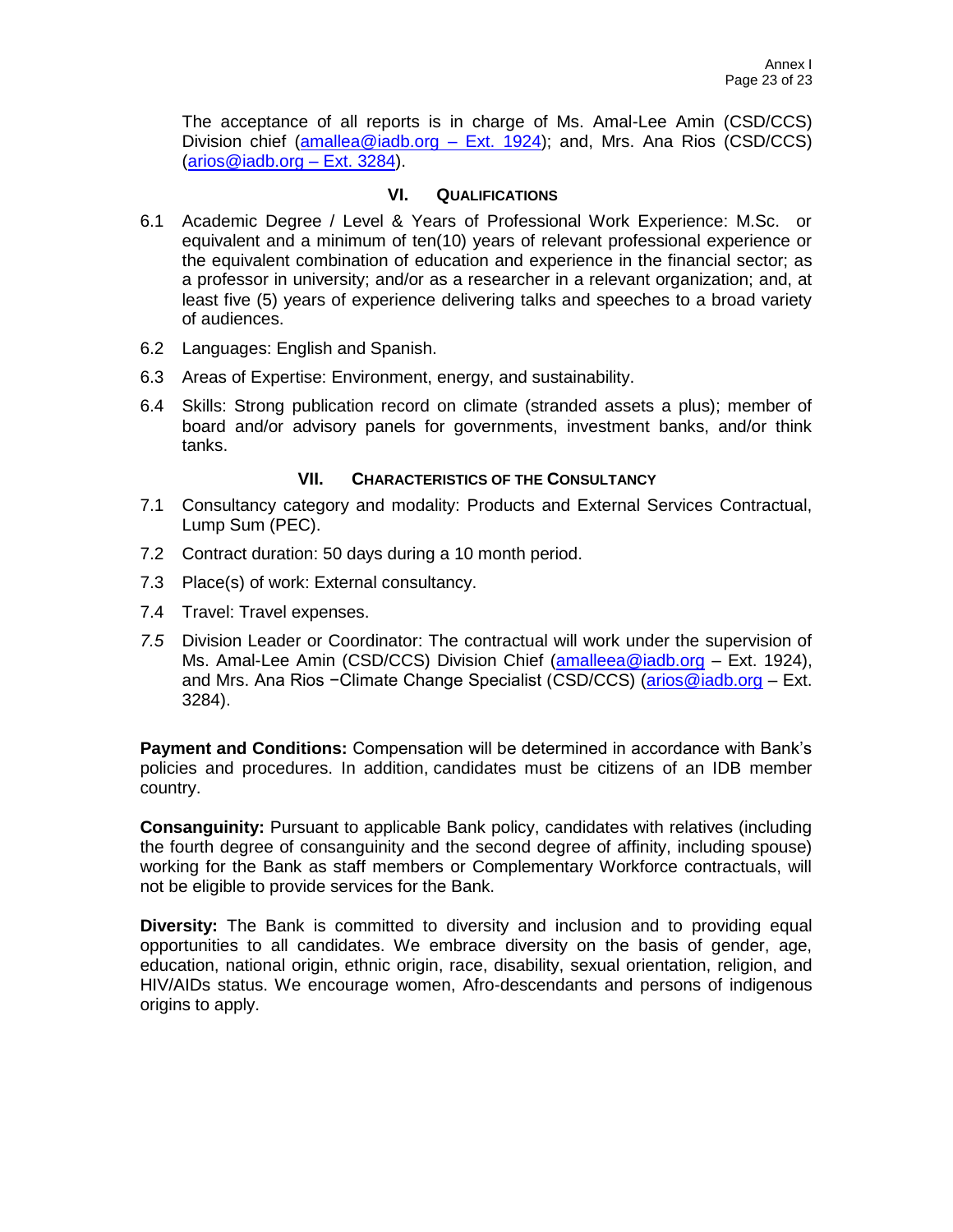The acceptance of all reports is in charge of Ms. Amal-Lee Amin (CSD/CCS) Division chief (amallea@iadb.org – Ext. 1924); and, Mrs. Ana Rios (CSD/CCS) (arios@iadb.org – Ext. 3284).

## VI. QUALIFICATIONS

6.1 Academic Degree / Level & Years of Professional Work Experience: M.Sc. or equivalent and a minimum of ten(10) years of relevant professional experience or the equivalent combination of education and experience in the financial sector; as a professor in university; and/or as a researcher in a relevant organization; and, at least five (5) years of experience delivering talks and speeches to a broad variety of audiences.

6.2 Languages: English and Spanish.

6.3 Areas of Expertise: Environment, energy, and sustainability.

6.4 Skills: Strong publication record on climate (stranded assets a plus); member of board and/or advisory panels for governments, investment banks, and/or think tanks.

## VII. CHARACTERISTICS OF THE CONSULTANCY

7.1 Consultancy category and modality: Products and External Services Contractual, Lump Sum (PEC).

7.2 Contract duration: 50 days during a 10 month period.

7.3 Place(s) of work: External consultancy.

7.4 Travel: Travel expenses.

*7.5* Division Leader or Coordinator: The contractual will work under the supervision of Ms. Amal-Lee Amin (CSD/CCS) Division Chief (amalleea@iadb.org – Ext. 1924), and Mrs. Ana Rios −Climate Change Specialist (CSD/CCS) (arios@iadb.org – Ext. 3284).

**Payment and Conditions:** Compensation will be determined in accordance with Bank's policies and procedures. In addition, candidates must be citizens of an IDB member country.

**Consanguinity:** Pursuant to applicable Bank policy, candidates with relatives (including the fourth degree of consanguinity and the second degree of affinity, including spouse) working for the Bank as staff members or Complementary Workforce contractuals, will not be eligible to provide services for the Bank.

**Diversity:** The Bank is committed to diversity and inclusion and to providing equal opportunities to all candidates. We embrace diversity on the basis of gender, age, education, national origin, ethnic origin, race, disability, sexual orientation, religion, and HIV/AIDs status. We encourage women, Afro-descendants and persons of indigenous origins to apply.